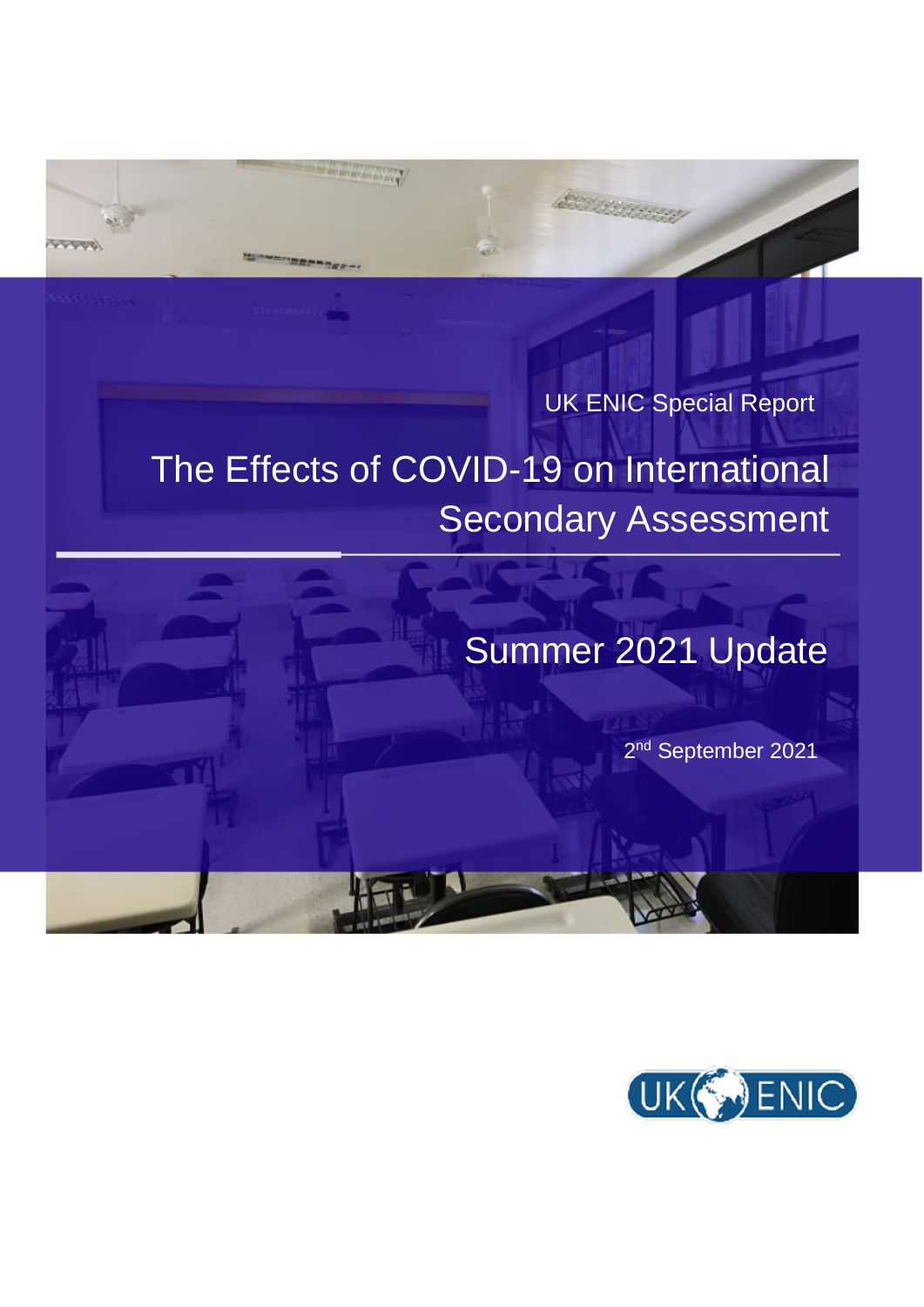UK ENIC Special Report

# The Effects of COVID-19 on International Secondary Assessment

## Summer 2021 Update

2nd September 2021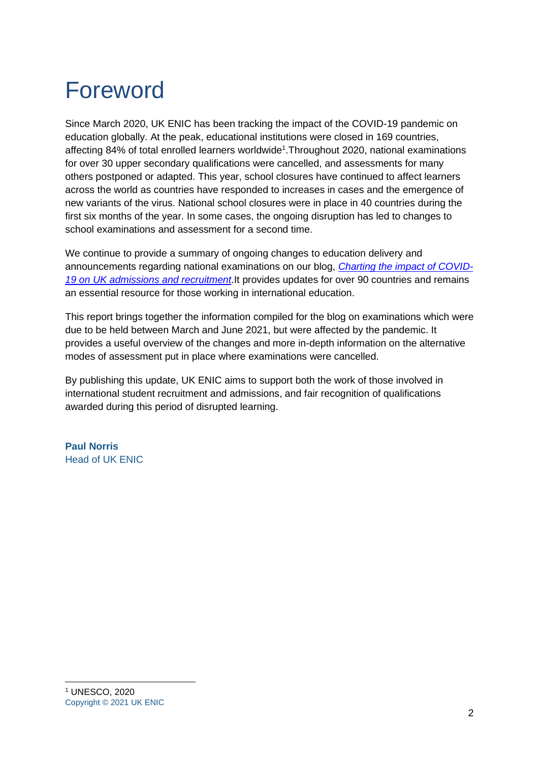# Foreword

Since March 2020, UK ENIC has been tracking the impact of the COVID-19 pandemic on education globally. At the peak, educational institutions were closed in 169 countries, affecting 84% of total enrolled learners worldwide[1].Throughout 2020, national examinations for over 30 upper secondary qualifications were cancelled, and assessments for many others postponed or adapted. This year, school closures have continued to affect learners across the world as countries have responded to increases in cases and the emergence of new variants of the virus. National school closures were in place in 40 countries during the first six months of the year. In some cases, the ongoing disruption has led to changes to school examinations and assessment for a second time.

We continue to provide a summary of ongoing changes to education delivery and announcements regarding national examinations on our blog, *Charting the impact of COVID-19 on UK admissions and recruitment*.It provides updates for over 90 countries and remains an essential resource for those working in international education.

This report brings together the information compiled for the blog on examinations which were due to be held between March and June 2021, but were affected by the pandemic. It provides a useful overview of the changes and more in-depth information on the alternative modes of assessment put in place where examinations were cancelled.

By publishing this update, UK ENIC aims to support both the work of those involved in international student recruitment and admissions, and fair recognition of qualifications awarded during this period of disrupted learning.

**Paul Norris**
Head of UK ENIC

[1] UNESCO, 2020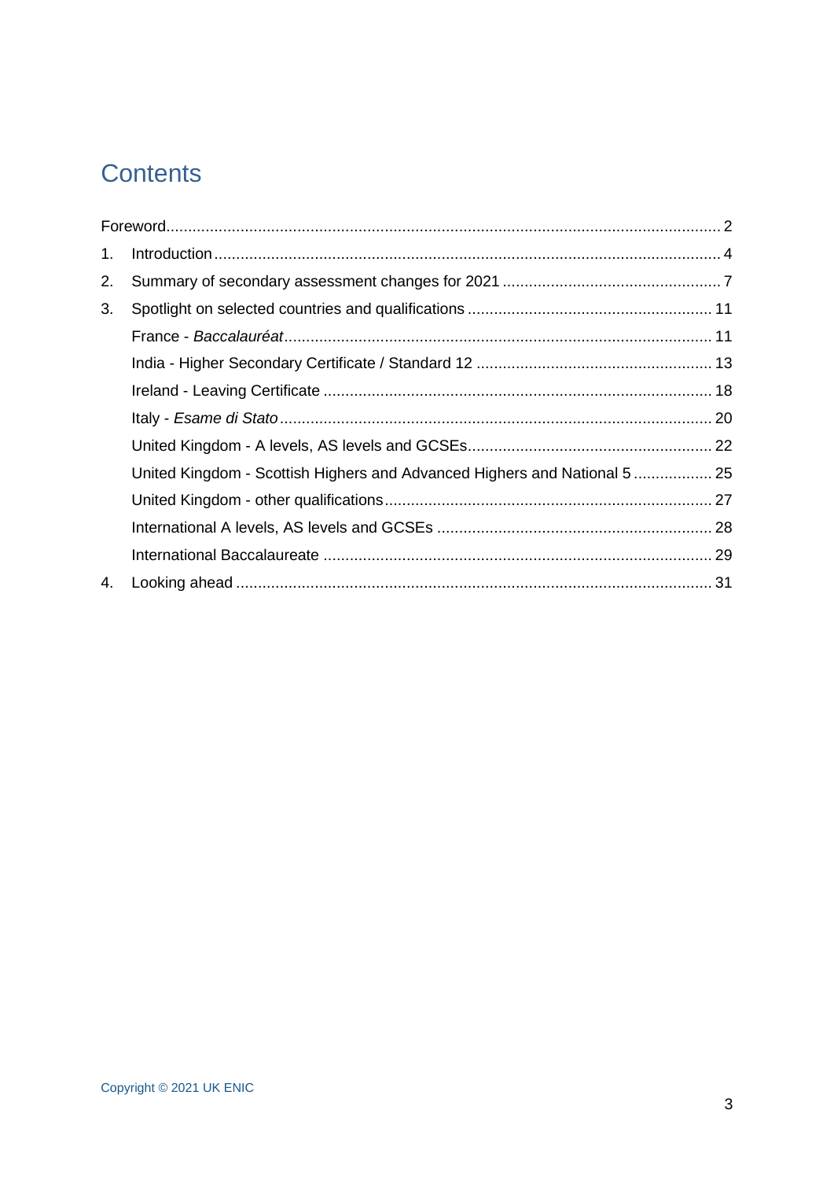# Contents

Foreword ........................................................................................................................ 2

1. Introduction ............................................................................................................. 4
2. Summary of secondary assessment changes for 2021 ............................................ 7
3. Spotlight on selected countries and qualifications ................................................. 11
   - France - *Baccalauréat* .......................................................................................... 11
   - India - Higher Secondary Certificate / Standard 12 ............................................... 13
   - Ireland - Leaving Certificate .................................................................................. 18
   - Italy - *Esame di Stato* ............................................................................................ 20
   - United Kingdom - A levels, AS levels and GCSEs .................................................. 22
   - United Kingdom - Scottish Highers and Advanced Highers and National 5 ............ 25
   - United Kingdom - other qualifications .................................................................... 27
   - International A levels, AS levels and GCSEs ......................................................... 28
   - International Baccalaureate ................................................................................... 29
4. Looking ahead ........................................................................................................ 31

Copyright © 2021 UK ENIC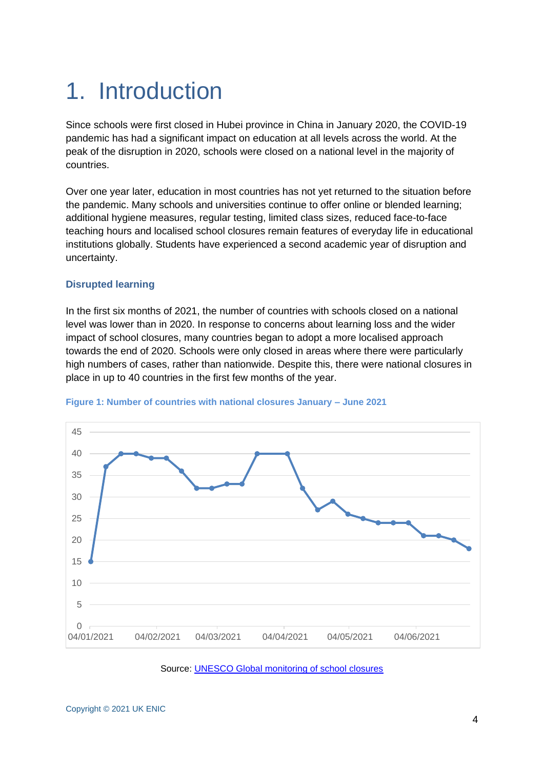# 1. Introduction

Since schools were first closed in Hubei province in China in January 2020, the COVID-19 pandemic has had a significant impact on education at all levels across the world. At the peak of the disruption in 2020, schools were closed on a national level in the majority of countries.

Over one year later, education in most countries has not yet returned to the situation before the pandemic. Many schools and universities continue to offer online or blended learning; additional hygiene measures, regular testing, limited class sizes, reduced face-to-face teaching hours and localised school closures remain features of everyday life in educational institutions globally. Students have experienced a second academic year of disruption and uncertainty.

### Disrupted learning

In the first six months of 2021, the number of countries with schools closed on a national level was lower than in 2020. In response to concerns about learning loss and the wider impact of school closures, many countries began to adopt a more localised approach towards the end of 2020. Schools were only closed in areas where there were particularly high numbers of cases, rather than nationwide. Despite this, there were national closures in place in up to 40 countries in the first few months of the year.

**Figure 1: Number of countries with national closures January – June 2021**

Source: UNESCO Global monitoring of school closures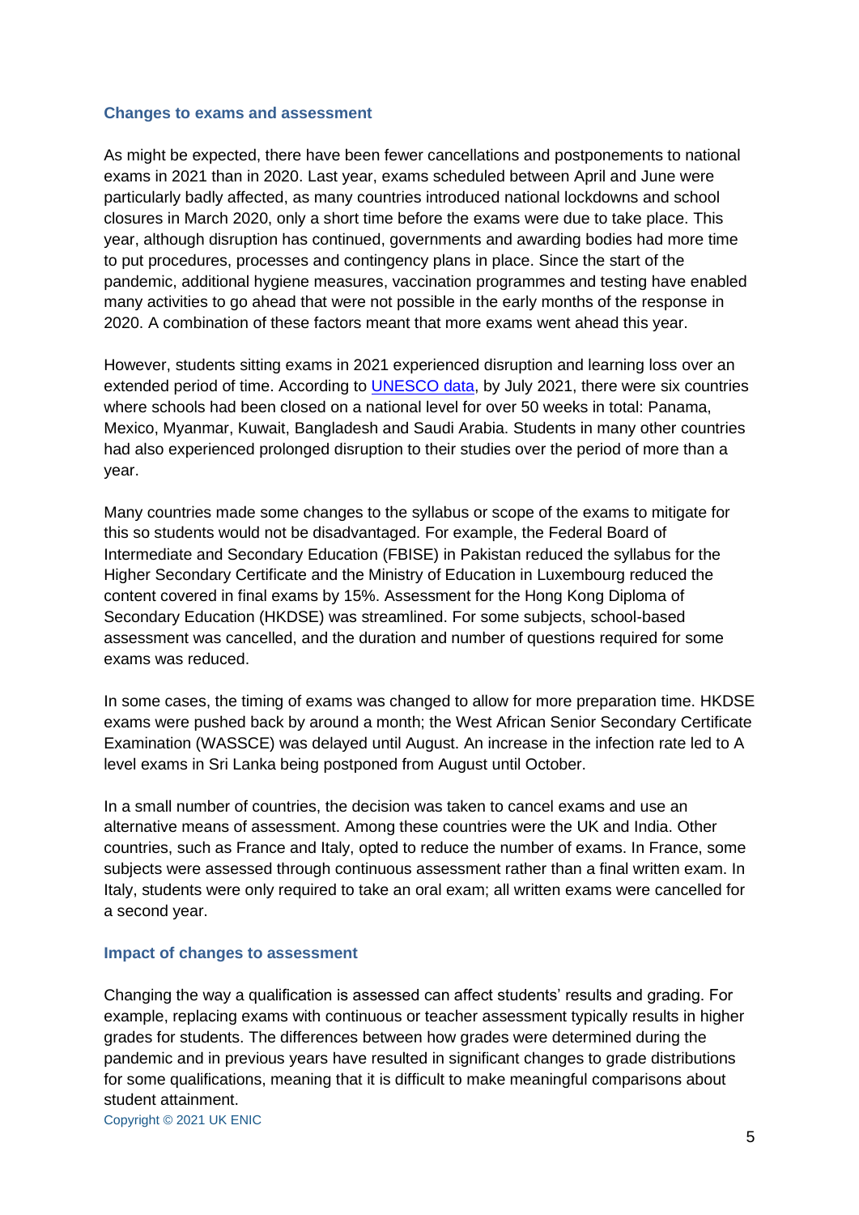### Changes to exams and assessment

As might be expected, there have been fewer cancellations and postponements to national exams in 2021 than in 2020. Last year, exams scheduled between April and June were particularly badly affected, as many countries introduced national lockdowns and school closures in March 2020, only a short time before the exams were due to take place. This year, although disruption has continued, governments and awarding bodies had more time to put procedures, processes and contingency plans in place. Since the start of the pandemic, additional hygiene measures, vaccination programmes and testing have enabled many activities to go ahead that were not possible in the early months of the response in 2020. A combination of these factors meant that more exams went ahead this year.

However, students sitting exams in 2021 experienced disruption and learning loss over an extended period of time. According to UNESCO data, by July 2021, there were six countries where schools had been closed on a national level for over 50 weeks in total: Panama, Mexico, Myanmar, Kuwait, Bangladesh and Saudi Arabia. Students in many other countries had also experienced prolonged disruption to their studies over the period of more than a year.

Many countries made some changes to the syllabus or scope of the exams to mitigate for this so students would not be disadvantaged. For example, the Federal Board of Intermediate and Secondary Education (FBISE) in Pakistan reduced the syllabus for the Higher Secondary Certificate and the Ministry of Education in Luxembourg reduced the content covered in final exams by 15%. Assessment for the Hong Kong Diploma of Secondary Education (HKDSE) was streamlined. For some subjects, school-based assessment was cancelled, and the duration and number of questions required for some exams was reduced.

In some cases, the timing of exams was changed to allow for more preparation time. HKDSE exams were pushed back by around a month; the West African Senior Secondary Certificate Examination (WASSCE) was delayed until August. An increase in the infection rate led to A level exams in Sri Lanka being postponed from August until October.

In a small number of countries, the decision was taken to cancel exams and use an alternative means of assessment. Among these countries were the UK and India. Other countries, such as France and Italy, opted to reduce the number of exams. In France, some subjects were assessed through continuous assessment rather than a final written exam. In Italy, students were only required to take an oral exam; all written exams were cancelled for a second year.

### Impact of changes to assessment

Changing the way a qualification is assessed can affect students' results and grading. For example, replacing exams with continuous or teacher assessment typically results in higher grades for students. The differences between how grades were determined during the pandemic and in previous years have resulted in significant changes to grade distributions for some qualifications, meaning that it is difficult to make meaningful comparisons about student attainment.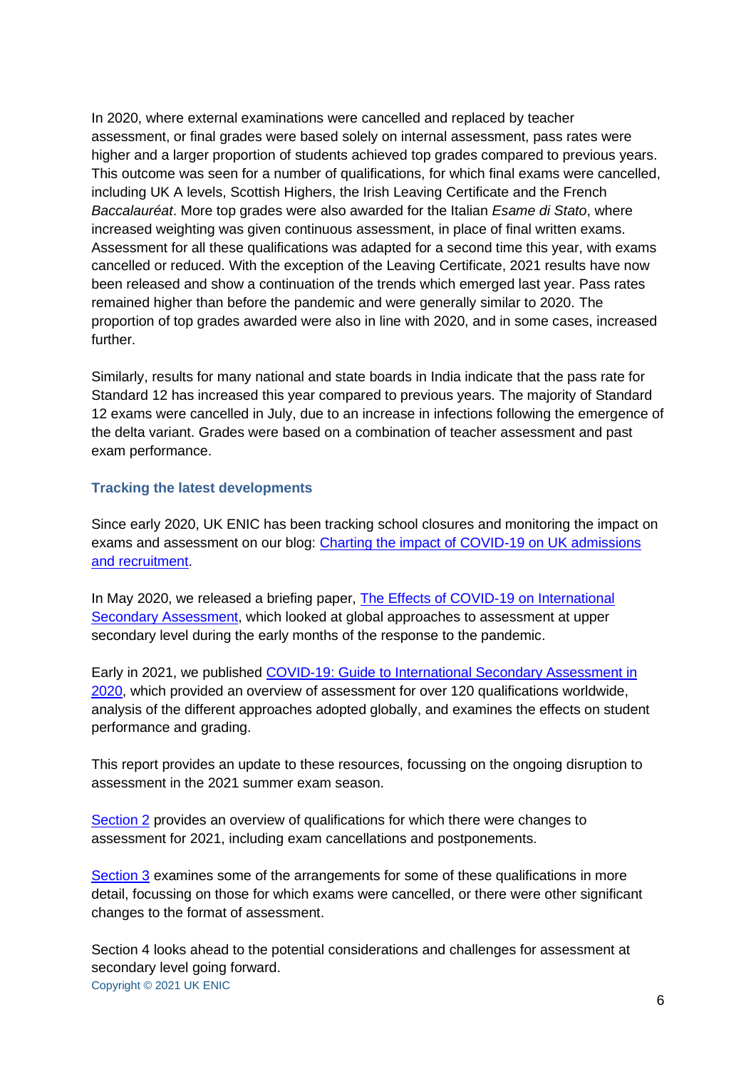In 2020, where external examinations were cancelled and replaced by teacher assessment, or final grades were based solely on internal assessment, pass rates were higher and a larger proportion of students achieved top grades compared to previous years. This outcome was seen for a number of qualifications, for which final exams were cancelled, including UK A levels, Scottish Highers, the Irish Leaving Certificate and the French *Baccalauréat*. More top grades were also awarded for the Italian *Esame di Stato*, where increased weighting was given continuous assessment, in place of final written exams. Assessment for all these qualifications was adapted for a second time this year, with exams cancelled or reduced. With the exception of the Leaving Certificate, 2021 results have now been released and show a continuation of the trends which emerged last year. Pass rates remained higher than before the pandemic and were generally similar to 2020. The proportion of top grades awarded were also in line with 2020, and in some cases, increased further.

Similarly, results for many national and state boards in India indicate that the pass rate for Standard 12 has increased this year compared to previous years. The majority of Standard 12 exams were cancelled in July, due to an increase in infections following the emergence of the delta variant. Grades were based on a combination of teacher assessment and past exam performance.

### Tracking the latest developments

Since early 2020, UK ENIC has been tracking school closures and monitoring the impact on exams and assessment on our blog: [Charting the impact of COVID-19 on UK admissions and recruitment]().

In May 2020, we released a briefing paper, [The Effects of COVID-19 on International Secondary Assessment](), which looked at global approaches to assessment at upper secondary level during the early months of the response to the pandemic.

Early in 2021, we published [COVID-19: Guide to International Secondary Assessment in 2020](), which provided an overview of assessment for over 120 qualifications worldwide, analysis of the different approaches adopted globally, and examines the effects on student performance and grading.

This report provides an update to these resources, focussing on the ongoing disruption to assessment in the 2021 summer exam season.

[Section 2]() provides an overview of qualifications for which there were changes to assessment for 2021, including exam cancellations and postponements.

[Section 3]() examines some of the arrangements for some of these qualifications in more detail, focussing on those for which exams were cancelled, or there were other significant changes to the format of assessment.

Section 4 looks ahead to the potential considerations and challenges for assessment at secondary level going forward.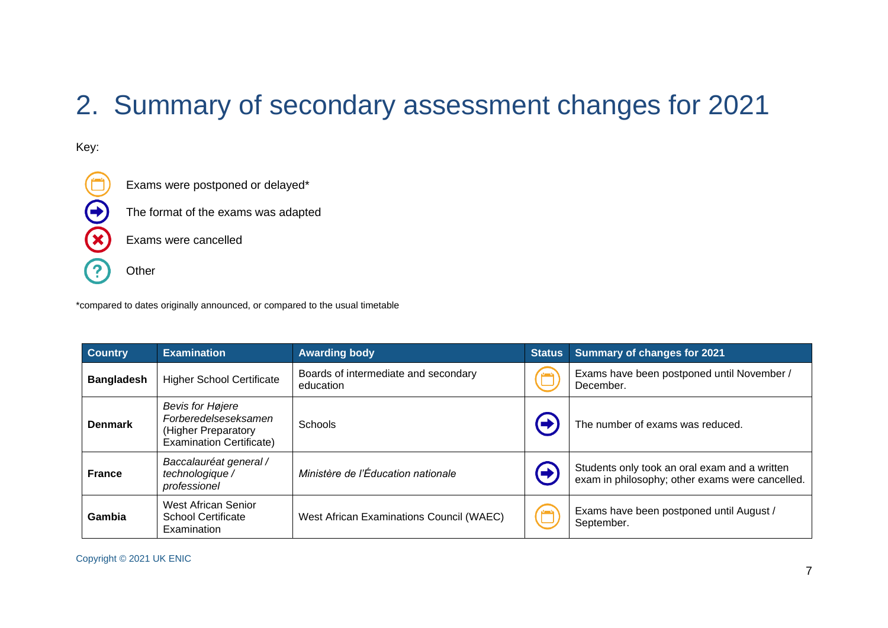## 2. Summary of secondary assessment changes for 2021

Key:

- Exams were postponed or delayed*
- The format of the exams was adapted
- Exams were cancelled
- Other

*compared to dates originally announced, or compared to the usual timetable

| Country | Examination | Awarding body | Status | Summary of changes for 2021 |
|---|---|---|---|---|
| **Bangladesh** | Higher School Certificate | Boards of intermediate and secondary education | Exams were postponed or delayed | Exams have been postponed until November / December. |
| **Denmark** | *Bevis for Højere Forberedelseseksamen* (Higher Preparatory Examination Certificate) | Schools | The format of the exams was adapted | The number of exams was reduced. |
| **France** | *Baccalauréat general / technologique / professionel* | *Ministère de l'Éducation nationale* | The format of the exams was adapted | Students only took an oral exam and a written exam in philosophy; other exams were cancelled. |
| **Gambia** | West African Senior School Certificate Examination | West African Examinations Council (WAEC) | Exams were postponed or delayed | Exams have been postponed until August / September. |

Copyright © 2021 UK ENIC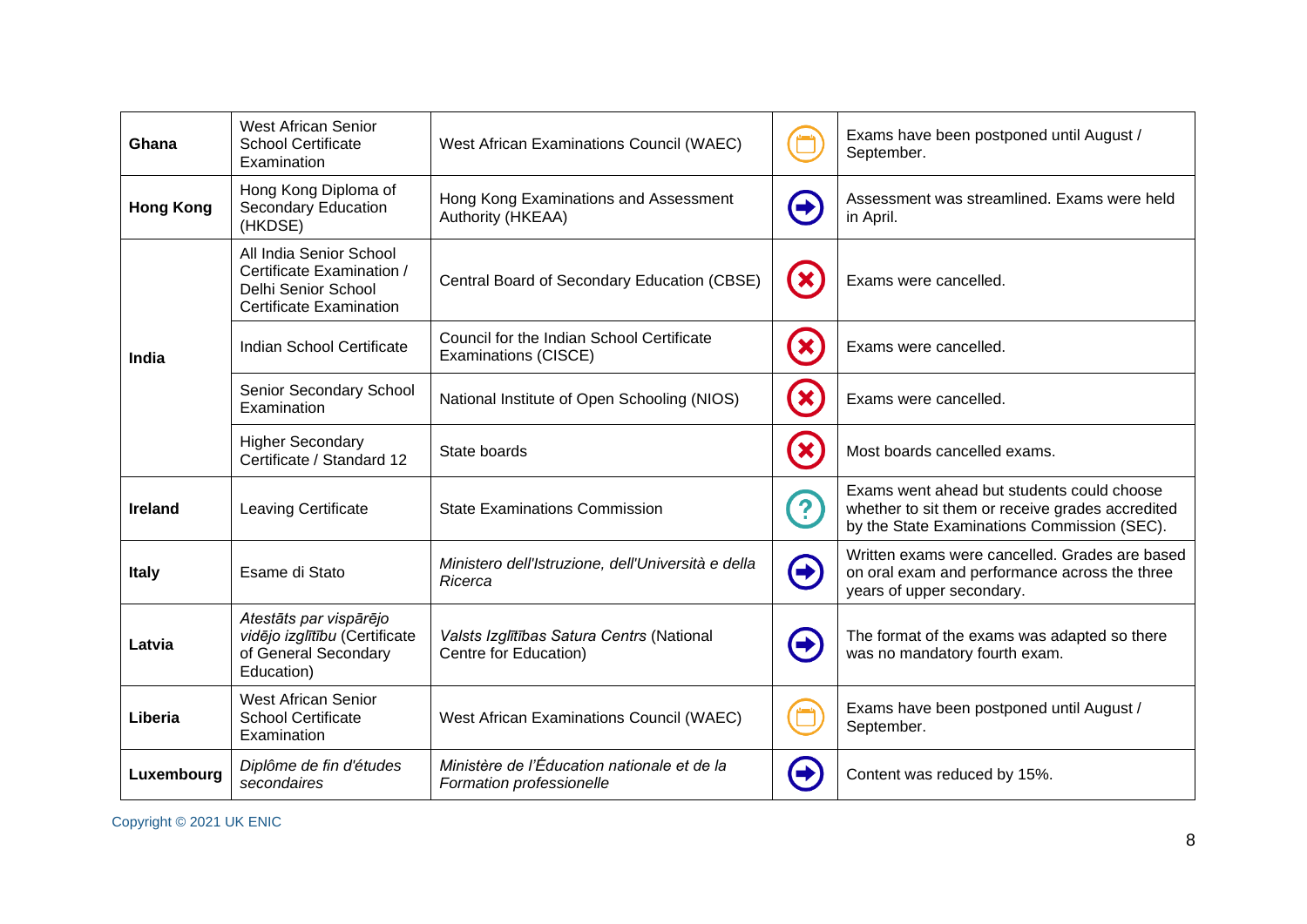| **Ghana** | West African Senior School Certificate Examination | West African Examinations Council (WAEC) | | Exams have been postponed until August / September. |
|---|---|---|---|---|
| **Hong Kong** | Hong Kong Diploma of Secondary Education (HKDSE) | Hong Kong Examinations and Assessment Authority (HKEAA) | | Assessment was streamlined. Exams were held in April. |
| **India** | All India Senior School Certificate Examination / Delhi Senior School Certificate Examination | Central Board of Secondary Education (CBSE) | | Exams were cancelled. |
| | Indian School Certificate | Council for the Indian School Certificate Examinations (CISCE) | | Exams were cancelled. |
| | Senior Secondary School Examination | National Institute of Open Schooling (NIOS) | | Exams were cancelled. |
| | Higher Secondary Certificate / Standard 12 | State boards | | Most boards cancelled exams. |
| **Ireland** | Leaving Certificate | State Examinations Commission | | Exams went ahead but students could choose whether to sit them or receive grades accredited by the State Examinations Commission (SEC). |
| **Italy** | Esame di Stato | *Ministero dell'Istruzione, dell'Università e della Ricerca* | | Written exams were cancelled. Grades are based on oral exam and performance across the three years of upper secondary. |
| **Latvia** | *Atestāts par vispārējo vidējo izglītību* (Certificate of General Secondary Education) | *Valsts Izglītības Satura Centrs* (National Centre for Education) | | The format of the exams was adapted so there was no mandatory fourth exam. |
| **Liberia** | West African Senior School Certificate Examination | West African Examinations Council (WAEC) | | Exams have been postponed until August / September. |
| **Luxembourg** | *Diplôme de fin d'études secondaires* | *Ministère de l'Éducation nationale et de la Formation professionelle* | | Content was reduced by 15%. |

Copyright © 2021 UK ENIC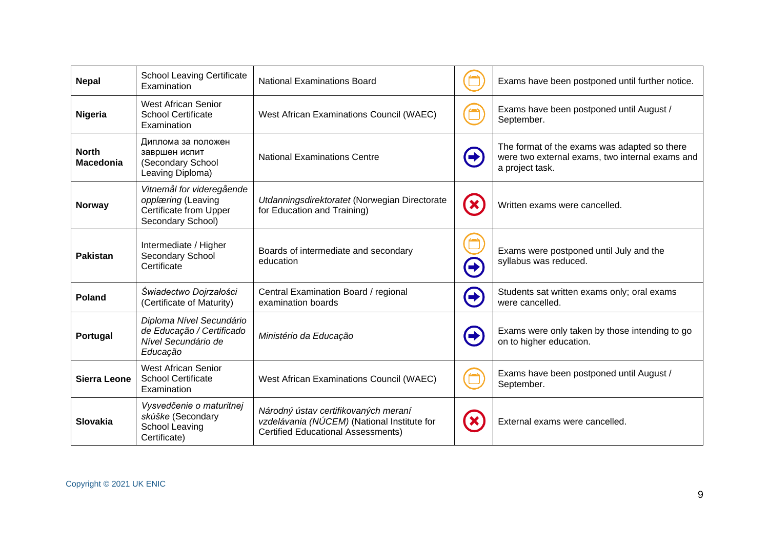| | | | | |
|---|---|---|---|---|
| **Nepal** | School Leaving Certificate Examination | National Examinations Board | | Exams have been postponed until further notice. |
| **Nigeria** | West African Senior School Certificate Examination | West African Examinations Council (WAEC) | | Exams have been postponed until August / September. |
| **North Macedonia** | Диплома за положен завршен испит (Secondary School Leaving Diploma) | National Examinations Centre | | The format of the exams was adapted so there were two external exams, two internal exams and a project task. |
| **Norway** | *Vitnemål for videregående opplæring* (Leaving Certificate from Upper Secondary School) | *Utdanningsdirektoratet* (Norwegian Directorate for Education and Training) | | Written exams were cancelled. |
| **Pakistan** | Intermediate / Higher Secondary School Certificate | Boards of intermediate and secondary education | | Exams were postponed until July and the syllabus was reduced. |
| **Poland** | *Świadectwo Dojrzałości* (Certificate of Maturity) | Central Examination Board / regional examination boards | | Students sat written exams only; oral exams were cancelled. |
| **Portugal** | *Diploma Nível Secundário de Educação / Certificado Nível Secundário de Educação* | *Ministério da Educação* | | Exams were only taken by those intending to go on to higher education. |
| **Sierra Leone** | West African Senior School Certificate Examination | West African Examinations Council (WAEC) | | Exams have been postponed until August / September. |
| **Slovakia** | *Vysvedčenie o maturitnej skúške* (Secondary School Leaving Certificate) | *Národný ústav certifikovaných meraní vzdelávania (NÚCEM)* (National Institute for Certified Educational Assessments) | | External exams were cancelled. |

Copyright © 2021 UK ENIC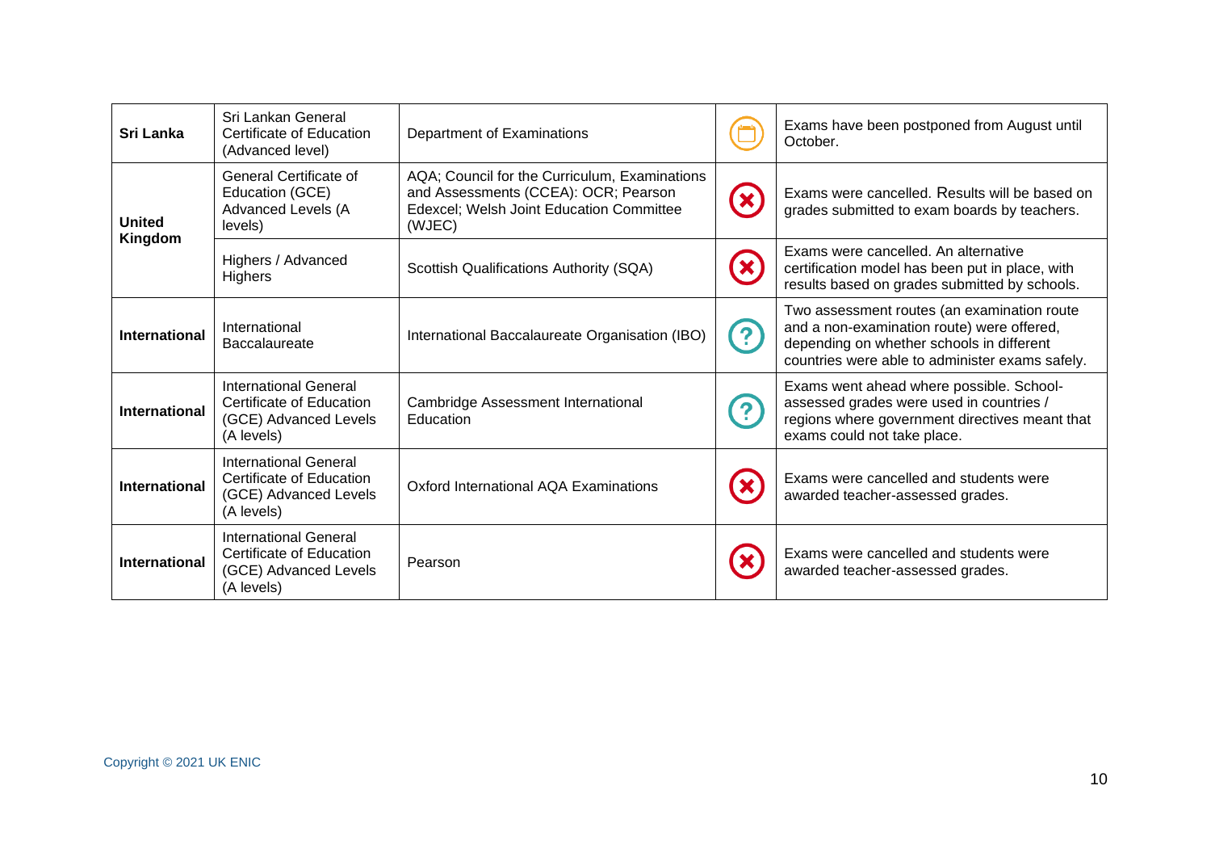| | | | | |
|---|---|---|---|---|
| **Sri Lanka** | Sri Lankan General Certificate of Education (Advanced level) | Department of Examinations | 📅 | Exams have been postponed from August until October. |
| **United Kingdom** | General Certificate of Education (GCE) Advanced Levels (A levels) | AQA; Council for the Curriculum, Examinations and Assessments (CCEA): OCR; Pearson Edexcel; Welsh Joint Education Committee (WJEC) | ✖ | Exams were cancelled. Results will be based on grades submitted to exam boards by teachers. |
| | Highers / Advanced Highers | Scottish Qualifications Authority (SQA) | ✖ | Exams were cancelled. An alternative certification model has been put in place, with results based on grades submitted by schools. |
| **International** | International Baccalaureate | International Baccalaureate Organisation (IBO) | ? | Two assessment routes (an examination route and a non-examination route) were offered, depending on whether schools in different countries were able to administer exams safely. |
| **International** | International General Certificate of Education (GCE) Advanced Levels (A levels) | Cambridge Assessment International Education | ? | Exams went ahead where possible. School-assessed grades were used in countries / regions where government directives meant that exams could not take place. |
| **International** | International General Certificate of Education (GCE) Advanced Levels (A levels) | Oxford International AQA Examinations | ✖ | Exams were cancelled and students were awarded teacher-assessed grades. |
| **International** | International General Certificate of Education (GCE) Advanced Levels (A levels) | Pearson | ✖ | Exams were cancelled and students were awarded teacher-assessed grades. |

Copyright © 2021 UK ENIC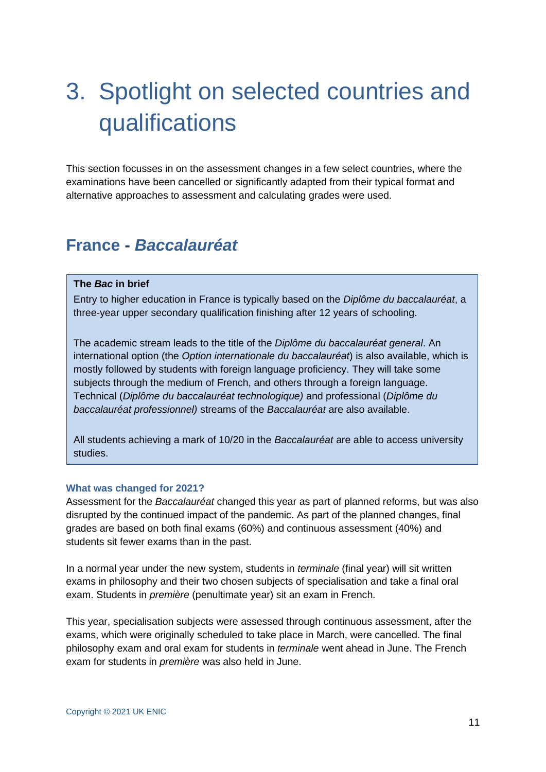# 3. Spotlight on selected countries and qualifications

This section focusses in on the assessment changes in a few select countries, where the examinations have been cancelled or significantly adapted from their typical format and alternative approaches to assessment and calculating grades were used.

## France - *Baccalauréat*

> **The *Bac* in brief**
>
> Entry to higher education in France is typically based on the *Diplôme du baccalauréat*, a three-year upper secondary qualification finishing after 12 years of schooling.
>
> The academic stream leads to the title of the *Diplôme du baccalauréat general*. An international option (the *Option internationale du baccalauréat*) is also available, which is mostly followed by students with foreign language proficiency. They will take some subjects through the medium of French, and others through a foreign language. Technical (*Diplôme du baccalauréat technologique)* and professional (*Diplôme du baccalauréat professionnel)* streams of the *Baccalauréat* are also available.
>
> All students achieving a mark of 10/20 in the *Baccalauréat* are able to access university studies.

#### What was changed for 2021?

Assessment for the *Baccalauréat* changed this year as part of planned reforms, but was also disrupted by the continued impact of the pandemic. As part of the planned changes, final grades are based on both final exams (60%) and continuous assessment (40%) and students sit fewer exams than in the past.

In a normal year under the new system, students in *terminale* (final year) will sit written exams in philosophy and their two chosen subjects of specialisation and take a final oral exam. Students in *première* (penultimate year) sit an exam in French.

This year, specialisation subjects were assessed through continuous assessment, after the exams, which were originally scheduled to take place in March, were cancelled. The final philosophy exam and oral exam for students in *terminale* went ahead in June. The French exam for students in *première* was also held in June.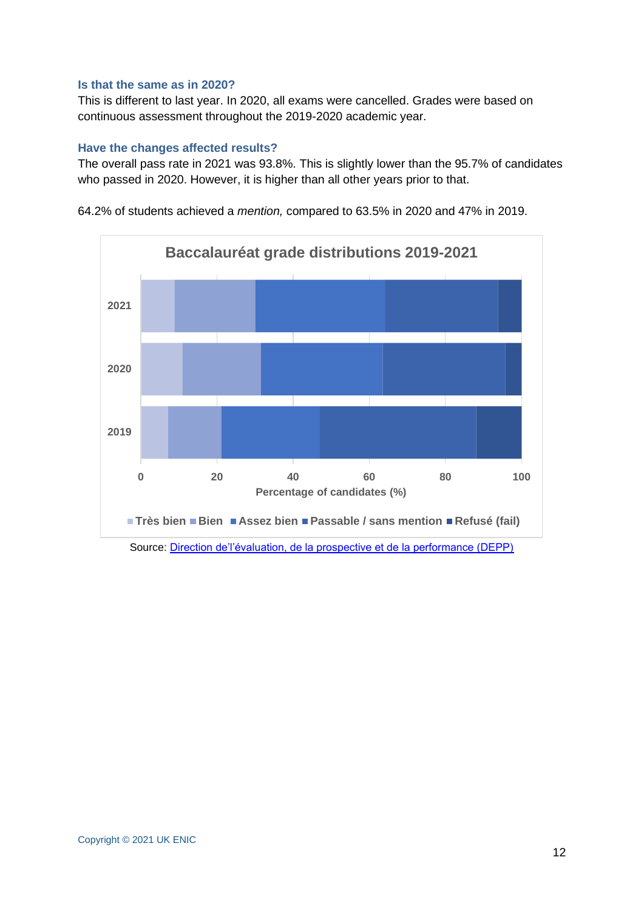### Is that the same as in 2020?

This is different to last year. In 2020, all exams were cancelled. Grades were based on continuous assessment throughout the 2019-2020 academic year.

### Have the changes affected results?

The overall pass rate in 2021 was 93.8%. This is slightly lower than the 95.7% of candidates who passed in 2020. However, it is higher than all other years prior to that.

64.2% of students achieved a *mention,* compared to 63.5% in 2020 and 47% in 2019.

**Baccalauréat grade distributions 2019-2021**

Percentage of candidates (%)

Très bien · Bien · Assez bien · Passable / sans mention · Refusé (fail)

Source: Direction de'l'évaluation, de la prospective et de la performance (DEPP)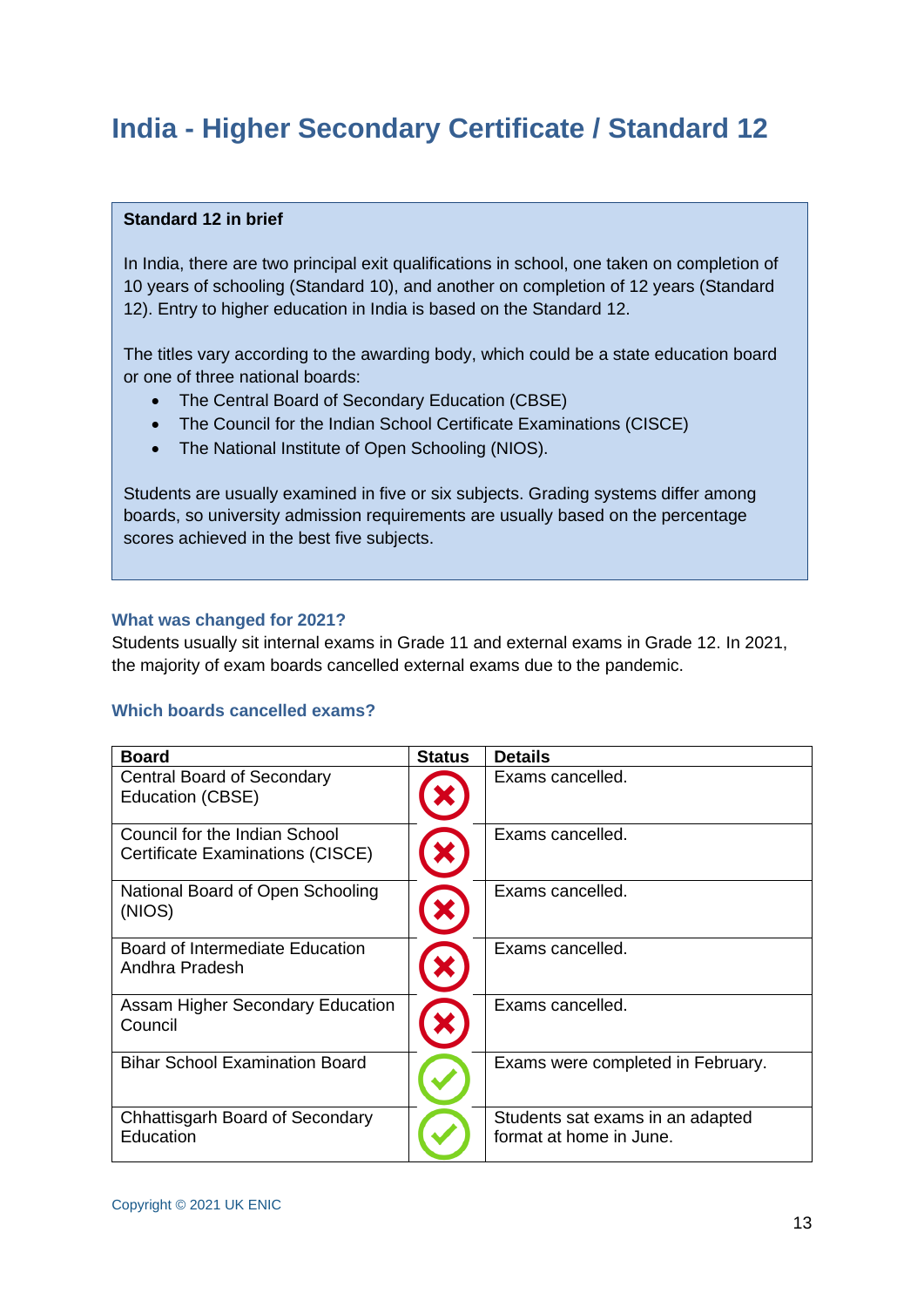# India - Higher Secondary Certificate / Standard 12

**Standard 12 in brief**

In India, there are two principal exit qualifications in school, one taken on completion of 10 years of schooling (Standard 10), and another on completion of 12 years (Standard 12). Entry to higher education in India is based on the Standard 12.

The titles vary according to the awarding body, which could be a state education board or one of three national boards:

- The Central Board of Secondary Education (CBSE)
- The Council for the Indian School Certificate Examinations (CISCE)
- The National Institute of Open Schooling (NIOS).

Students are usually examined in five or six subjects. Grading systems differ among boards, so university admission requirements are usually based on the percentage scores achieved in the best five subjects.

### What was changed for 2021?

Students usually sit internal exams in Grade 11 and external exams in Grade 12. In 2021, the majority of exam boards cancelled external exams due to the pandemic.

### Which boards cancelled exams?

| Board | Status | Details |
|---|---|---|
| Central Board of Secondary Education (CBSE) | ✗ | Exams cancelled. |
| Council for the Indian School Certificate Examinations (CISCE) | ✗ | Exams cancelled. |
| National Board of Open Schooling (NIOS) | ✗ | Exams cancelled. |
| Board of Intermediate Education Andhra Pradesh | ✗ | Exams cancelled. |
| Assam Higher Secondary Education Council | ✗ | Exams cancelled. |
| Bihar School Examination Board | ✓ | Exams were completed in February. |
| Chhattisgarh Board of Secondary Education | ✓ | Students sat exams in an adapted format at home in June. |

Copyright © 2021 UK ENIC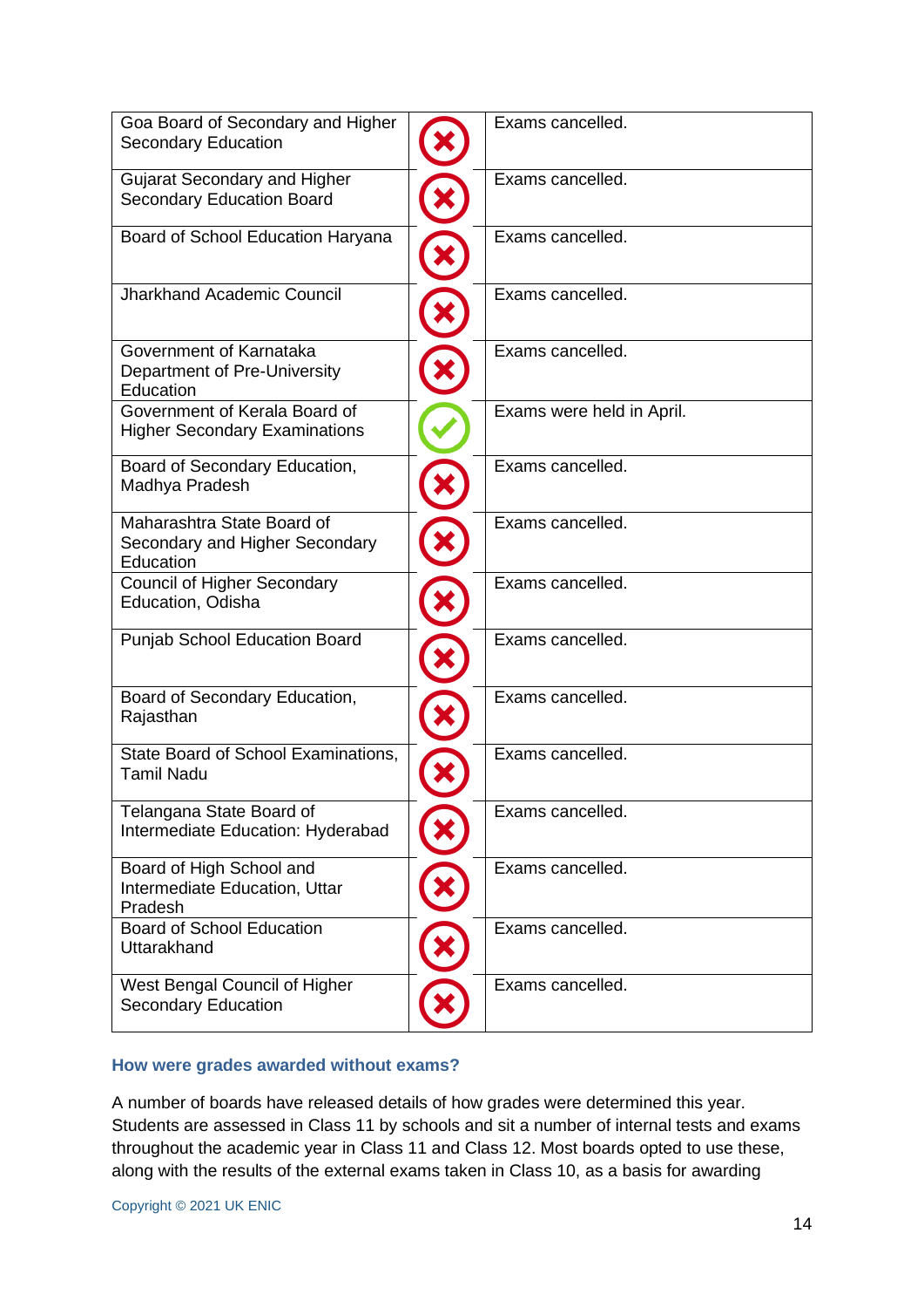| | | |
|---|---|---|
| Goa Board of Secondary and Higher Secondary Education | ✗ | Exams cancelled. |
| Gujarat Secondary and Higher Secondary Education Board | ✗ | Exams cancelled. |
| Board of School Education Haryana | ✗ | Exams cancelled. |
| Jharkhand Academic Council | ✗ | Exams cancelled. |
| Government of Karnataka Department of Pre-University Education | ✗ | Exams cancelled. |
| Government of Kerala Board of Higher Secondary Examinations | ✓ | Exams were held in April. |
| Board of Secondary Education, Madhya Pradesh | ✗ | Exams cancelled. |
| Maharashtra State Board of Secondary and Higher Secondary Education | ✗ | Exams cancelled. |
| Council of Higher Secondary Education, Odisha | ✗ | Exams cancelled. |
| Punjab School Education Board | ✗ | Exams cancelled. |
| Board of Secondary Education, Rajasthan | ✗ | Exams cancelled. |
| State Board of School Examinations, Tamil Nadu | ✗ | Exams cancelled. |
| Telangana State Board of Intermediate Education: Hyderabad | ✗ | Exams cancelled. |
| Board of High School and Intermediate Education, Uttar Pradesh | ✗ | Exams cancelled. |
| Board of School Education Uttarakhand | ✗ | Exams cancelled. |
| West Bengal Council of Higher Secondary Education | ✗ | Exams cancelled. |

### How were grades awarded without exams?

A number of boards have released details of how grades were determined this year. Students are assessed in Class 11 by schools and sit a number of internal tests and exams throughout the academic year in Class 11 and Class 12. Most boards opted to use these, along with the results of the external exams taken in Class 10, as a basis for awarding

Copyright © 2021 UK ENIC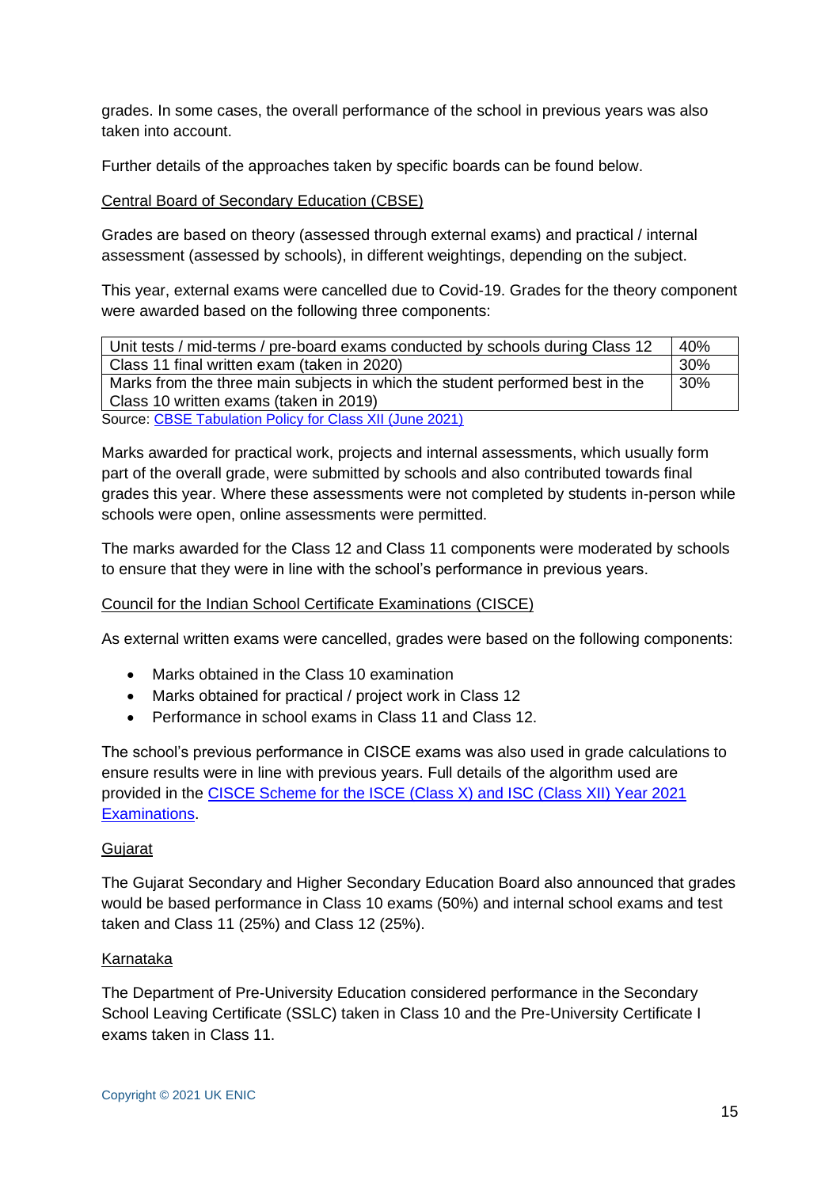grades. In some cases, the overall performance of the school in previous years was also taken into account.

Further details of the approaches taken by specific boards can be found below.

### Central Board of Secondary Education (CBSE)

Grades are based on theory (assessed through external exams) and practical / internal assessment (assessed by schools), in different weightings, depending on the subject.

This year, external exams were cancelled due to Covid-19. Grades for the theory component were awarded based on the following three components:

| | |
|---|---|
| Unit tests / mid-terms / pre-board exams conducted by schools during Class 12 | 40% |
| Class 11 final written exam (taken in 2020) | 30% |
| Marks from the three main subjects in which the student performed best in the Class 10 written exams (taken in 2019) | 30% |

Source: [CBSE Tabulation Policy for Class XII (June 2021)]

Marks awarded for practical work, projects and internal assessments, which usually form part of the overall grade, were submitted by schools and also contributed towards final grades this year. Where these assessments were not completed by students in-person while schools were open, online assessments were permitted.

The marks awarded for the Class 12 and Class 11 components were moderated by schools to ensure that they were in line with the school's performance in previous years.

### Council for the Indian School Certificate Examinations (CISCE)

As external written exams were cancelled, grades were based on the following components:

- Marks obtained in the Class 10 examination
- Marks obtained for practical / project work in Class 12
- Performance in school exams in Class 11 and Class 12.

The school's previous performance in CISCE exams was also used in grade calculations to ensure results were in line with previous years. Full details of the algorithm used are provided in the [CISCE Scheme for the ISCE (Class X) and ISC (Class XII) Year 2021 Examinations].

### Gujarat

The Gujarat Secondary and Higher Secondary Education Board also announced that grades would be based performance in Class 10 exams (50%) and internal school exams and test taken and Class 11 (25%) and Class 12 (25%).

### Karnataka

The Department of Pre-University Education considered performance in the Secondary School Leaving Certificate (SSLC) taken in Class 10 and the Pre-University Certificate I exams taken in Class 11.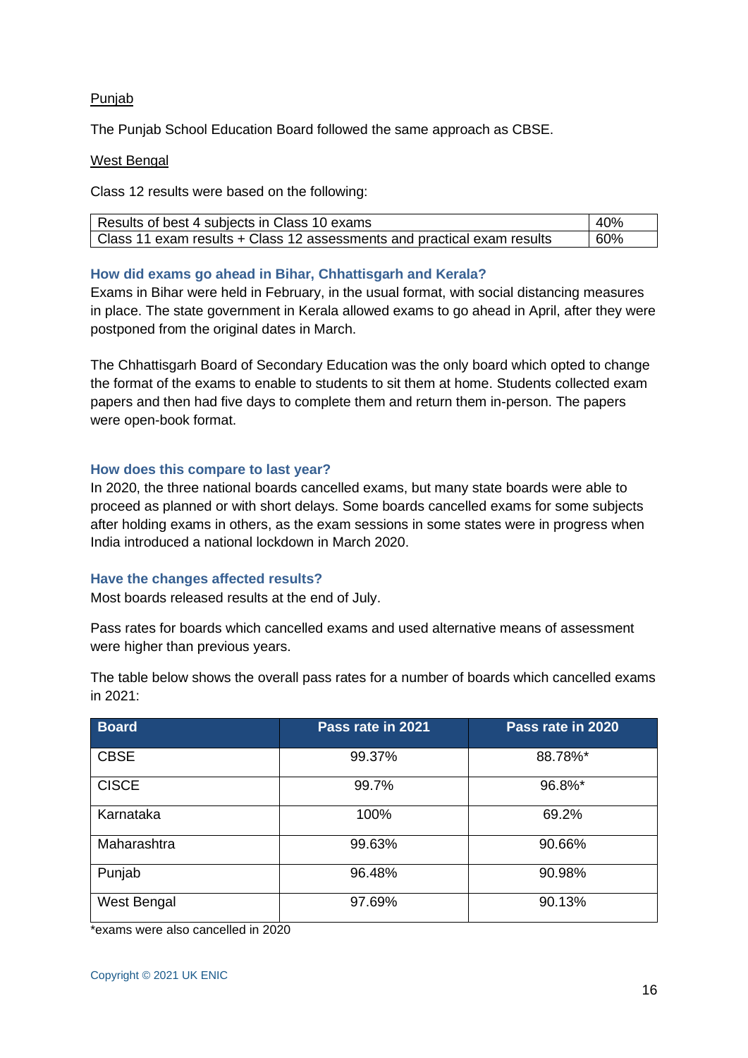Punjab

The Punjab School Education Board followed the same approach as CBSE.

West Bengal

Class 12 results were based on the following:

| | |
|---|---|
| Results of best 4 subjects in Class 10 exams | 40% |
| Class 11 exam results + Class 12 assessments and practical exam results | 60% |

### How did exams go ahead in Bihar, Chhattisgarh and Kerala?

Exams in Bihar were held in February, in the usual format, with social distancing measures in place. The state government in Kerala allowed exams to go ahead in April, after they were postponed from the original dates in March.

The Chhattisgarh Board of Secondary Education was the only board which opted to change the format of the exams to enable to students to sit them at home. Students collected exam papers and then had five days to complete them and return them in-person. The papers were open-book format.

### How does this compare to last year?

In 2020, the three national boards cancelled exams, but many state boards were able to proceed as planned or with short delays. Some boards cancelled exams for some subjects after holding exams in others, as the exam sessions in some states were in progress when India introduced a national lockdown in March 2020.

### Have the changes affected results?

Most boards released results at the end of July.

Pass rates for boards which cancelled exams and used alternative means of assessment were higher than previous years.

The table below shows the overall pass rates for a number of boards which cancelled exams in 2021:

| Board | Pass rate in 2021 | Pass rate in 2020 |
|---|---|---|
| CBSE | 99.37% | 88.78%* |
| CISCE | 99.7% | 96.8%* |
| Karnataka | 100% | 69.2% |
| Maharashtra | 99.63% | 90.66% |
| Punjab | 96.48% | 90.98% |
| West Bengal | 97.69% | 90.13% |

*exams were also cancelled in 2020

Copyright © 2021 UK ENIC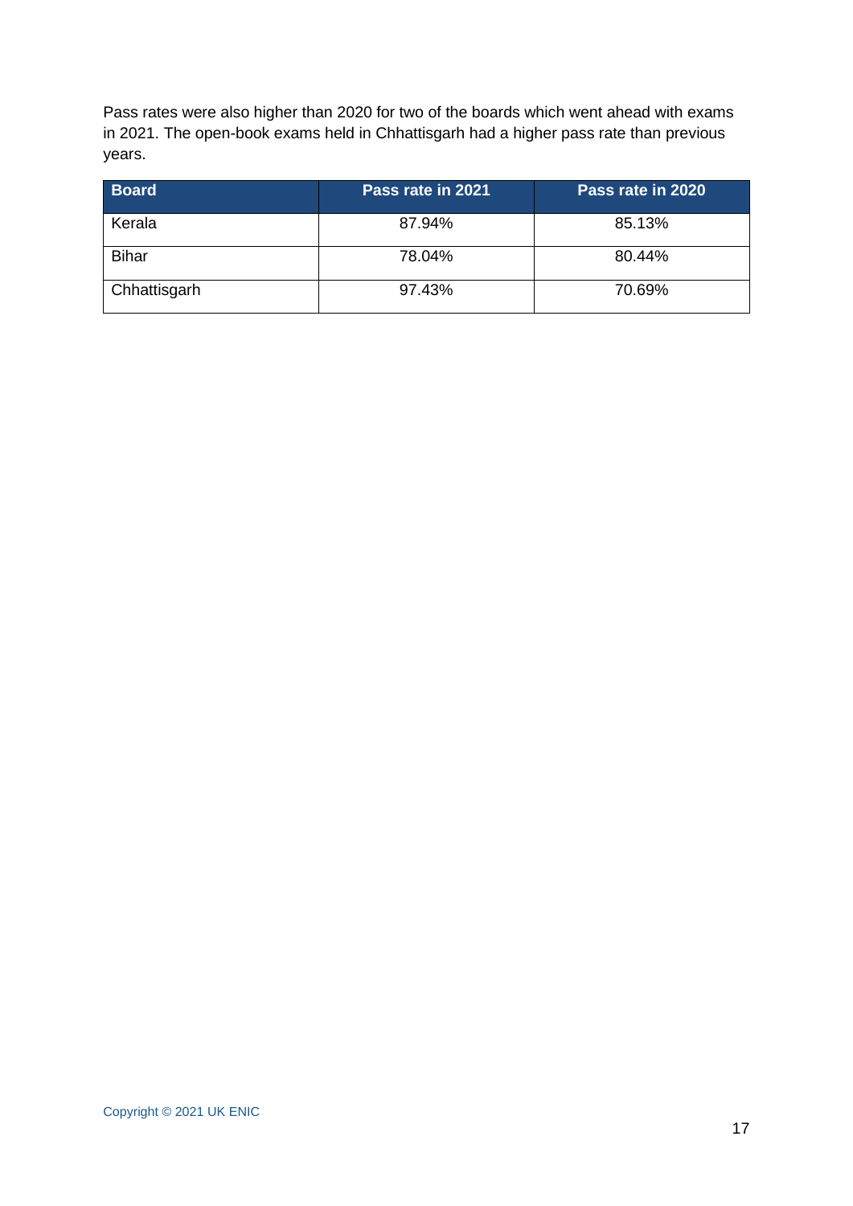Pass rates were also higher than 2020 for two of the boards which went ahead with exams in 2021. The open-book exams held in Chhattisgarh had a higher pass rate than previous years.

| Board | Pass rate in 2021 | Pass rate in 2020 |
| --- | --- | --- |
| Kerala | 87.94% | 85.13% |
| Bihar | 78.04% | 80.44% |
| Chhattisgarh | 97.43% | 70.69% |

Copyright © 2021 UK ENIC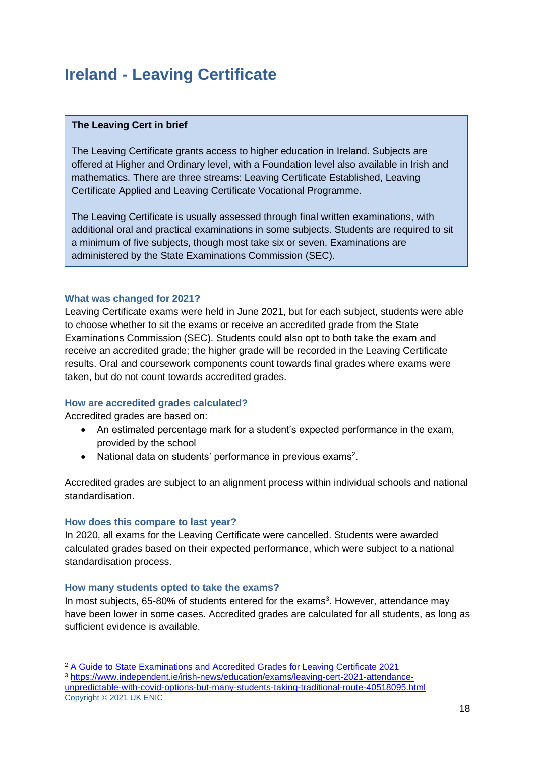# Ireland - Leaving Certificate

> **The Leaving Cert in brief**
>
> The Leaving Certificate grants access to higher education in Ireland. Subjects are offered at Higher and Ordinary level, with a Foundation level also available in Irish and mathematics. There are three streams: Leaving Certificate Established, Leaving Certificate Applied and Leaving Certificate Vocational Programme.
>
> The Leaving Certificate is usually assessed through final written examinations, with additional oral and practical examinations in some subjects. Students are required to sit a minimum of five subjects, though most take six or seven. Examinations are administered by the State Examinations Commission (SEC).

### What was changed for 2021?

Leaving Certificate exams were held in June 2021, but for each subject, students were able to choose whether to sit the exams or receive an accredited grade from the State Examinations Commission (SEC). Students could also opt to both take the exam and receive an accredited grade; the higher grade will be recorded in the Leaving Certificate results. Oral and coursework components count towards final grades where exams were taken, but do not count towards accredited grades.

### How are accredited grades calculated?

Accredited grades are based on:

- An estimated percentage mark for a student's expected performance in the exam, provided by the school
- National data on students' performance in previous exams[2].

Accredited grades are subject to an alignment process within individual schools and national standardisation.

### How does this compare to last year?

In 2020, all exams for the Leaving Certificate were cancelled. Students were awarded calculated grades based on their expected performance, which were subject to a national standardisation process.

### How many students opted to take the exams?

In most subjects, 65-80% of students entered for the exams[3]. However, attendance may have been lower in some cases. Accredited grades are calculated for all students, as long as sufficient evidence is available.

---

[2] A Guide to State Examinations and Accredited Grades for Leaving Certificate 2021

[3] https://www.independent.ie/irish-news/education/exams/leaving-cert-2021-attendance-unpredictable-with-covid-options-but-many-students-taking-traditional-route-40518095.html

Copyright © 2021 UK ENIC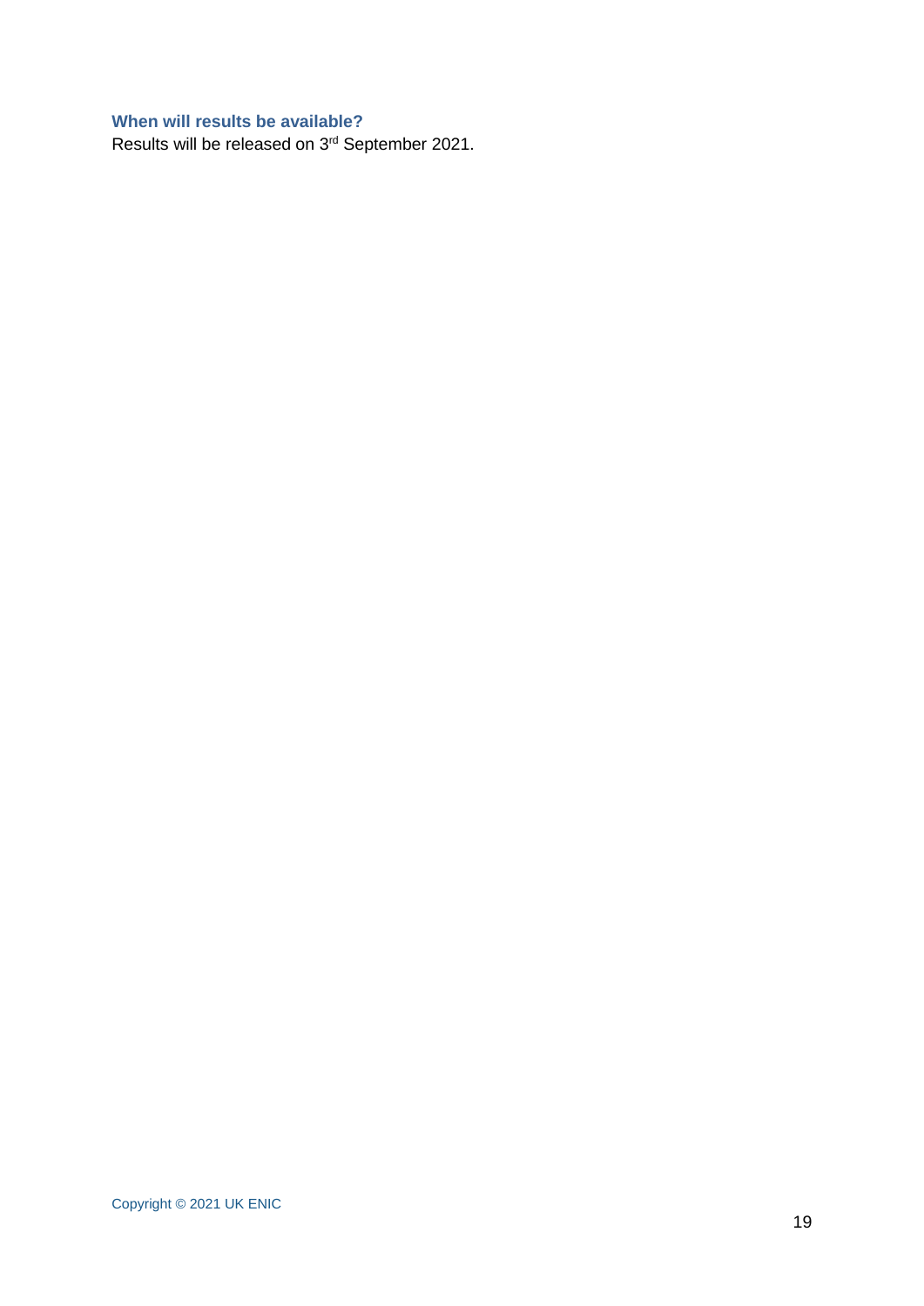### When will results be available?

Results will be released on 3rd September 2021.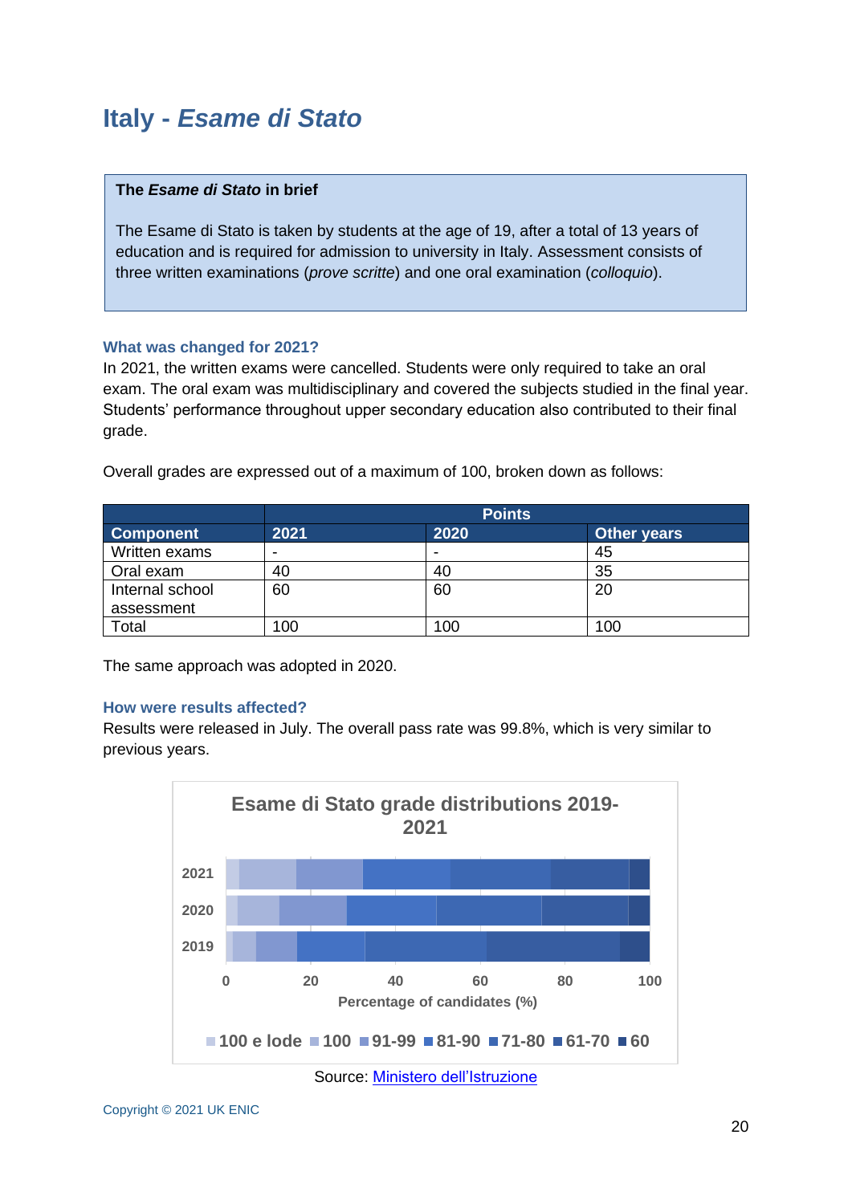# Italy - *Esame di Stato*

**The *Esame di Stato* in brief**

The Esame di Stato is taken by students at the age of 19, after a total of 13 years of education and is required for admission to university in Italy. Assessment consists of three written examinations (*prove scritte*) and one oral examination (*colloquio*).

### What was changed for 2021?

In 2021, the written exams were cancelled. Students were only required to take an oral exam. The oral exam was multidisciplinary and covered the subjects studied in the final year. Students' performance throughout upper secondary education also contributed to their final grade.

Overall grades are expressed out of a maximum of 100, broken down as follows:

| | Points | | |
|---|---|---|---|
| **Component** | **2021** | **2020** | **Other years** |
| Written exams | - | - | 45 |
| Oral exam | 40 | 40 | 35 |
| Internal school assessment | 60 | 60 | 20 |
| Total | 100 | 100 | 100 |

The same approach was adopted in 2020.

### How were results affected?

Results were released in July. The overall pass rate was 99.8%, which is very similar to previous years.

**Esame di Stato grade distributions 2019-2021**

Percentage of candidates (%)

100 e lode | 100 | 91-99 | 81-90 | 71-80 | 61-70 | 60

Source: [Ministero dell'Istruzione]

Copyright © 2021 UK ENIC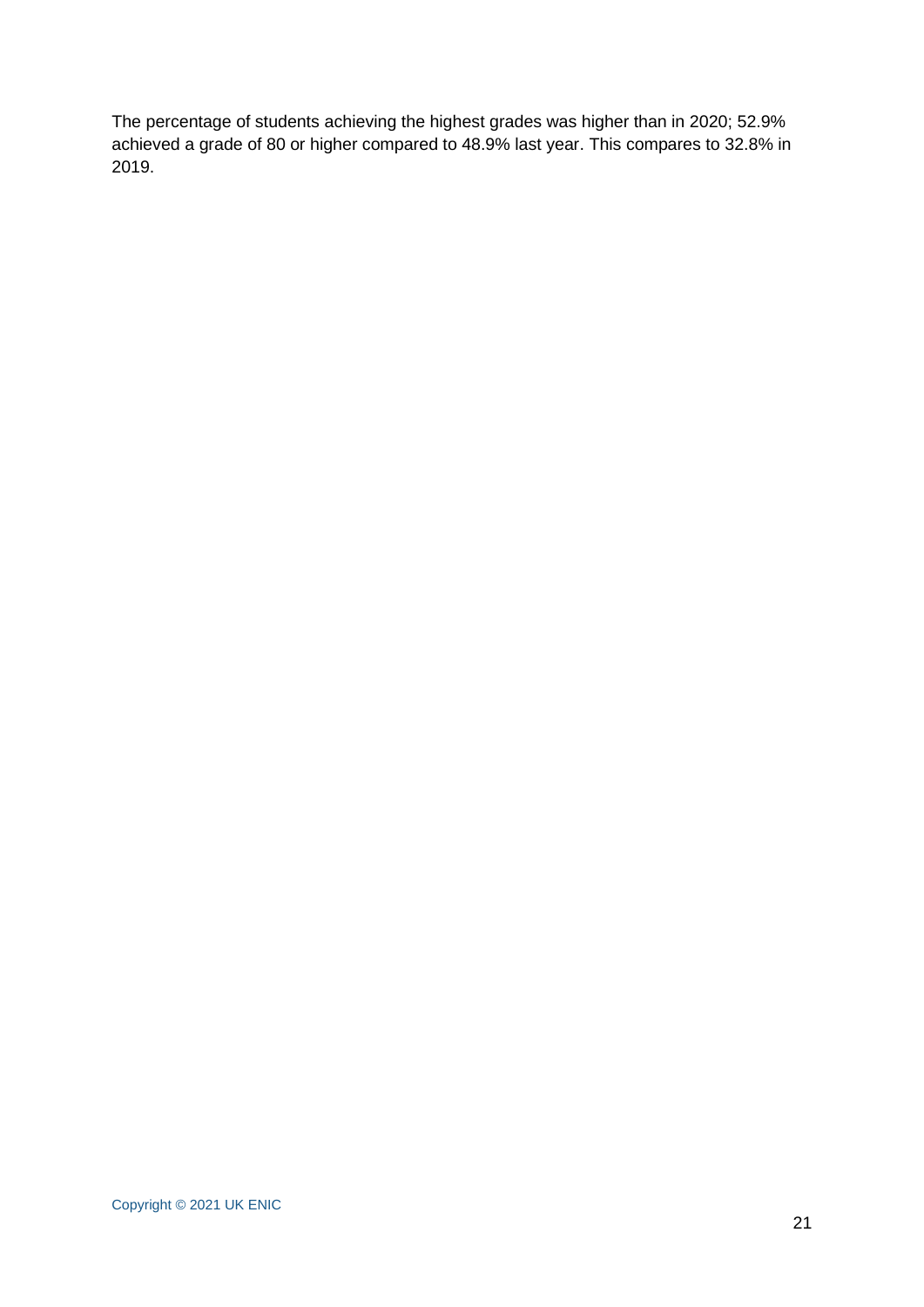The percentage of students achieving the highest grades was higher than in 2020; 52.9% achieved a grade of 80 or higher compared to 48.9% last year. This compares to 32.8% in 2019.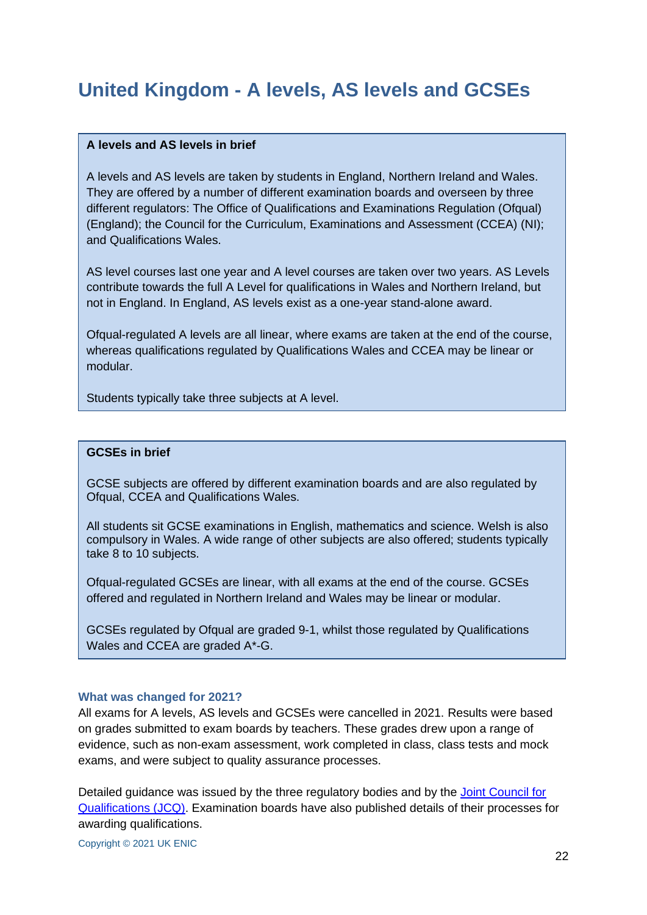# United Kingdom - A levels, AS levels and GCSEs

**A levels and AS levels in brief**

A levels and AS levels are taken by students in England, Northern Ireland and Wales. They are offered by a number of different examination boards and overseen by three different regulators: The Office of Qualifications and Examinations Regulation (Ofqual) (England); the Council for the Curriculum, Examinations and Assessment (CCEA) (NI); and Qualifications Wales.

AS level courses last one year and A level courses are taken over two years. AS Levels contribute towards the full A Level for qualifications in Wales and Northern Ireland, but not in England. In England, AS levels exist as a one-year stand-alone award.

Ofqual-regulated A levels are all linear, where exams are taken at the end of the course, whereas qualifications regulated by Qualifications Wales and CCEA may be linear or modular.

Students typically take three subjects at A level.

**GCSEs in brief**

GCSE subjects are offered by different examination boards and are also regulated by Ofqual, CCEA and Qualifications Wales.

All students sit GCSE examinations in English, mathematics and science. Welsh is also compulsory in Wales. A wide range of other subjects are also offered; students typically take 8 to 10 subjects.

Ofqual-regulated GCSEs are linear, with all exams at the end of the course. GCSEs offered and regulated in Northern Ireland and Wales may be linear or modular.

GCSEs regulated by Ofqual are graded 9-1, whilst those regulated by Qualifications Wales and CCEA are graded A*-G.

### What was changed for 2021?

All exams for A levels, AS levels and GCSEs were cancelled in 2021. Results were based on grades submitted to exam boards by teachers. These grades drew upon a range of evidence, such as non-exam assessment, work completed in class, class tests and mock exams, and were subject to quality assurance processes.

Detailed guidance was issued by the three regulatory bodies and by the Joint Council for Qualifications (JCQ). Examination boards have also published details of their processes for awarding qualifications.

Copyright © 2021 UK ENIC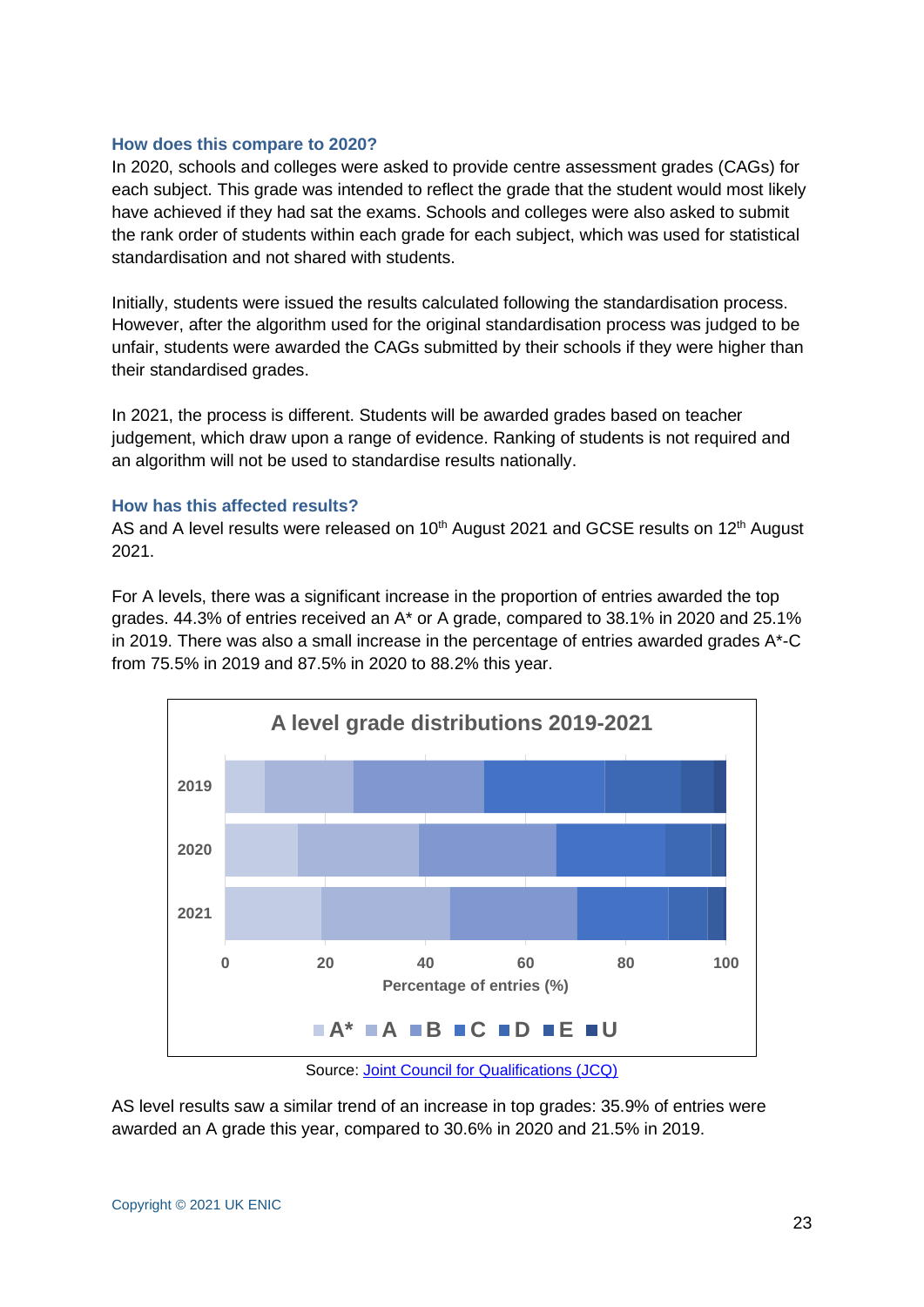### How does this compare to 2020?

In 2020, schools and colleges were asked to provide centre assessment grades (CAGs) for each subject. This grade was intended to reflect the grade that the student would most likely have achieved if they had sat the exams. Schools and colleges were also asked to submit the rank order of students within each grade for each subject, which was used for statistical standardisation and not shared with students.

Initially, students were issued the results calculated following the standardisation process. However, after the algorithm used for the original standardisation process was judged to be unfair, students were awarded the CAGs submitted by their schools if they were higher than their standardised grades.

In 2021, the process is different. Students will be awarded grades based on teacher judgement, which draw upon a range of evidence. Ranking of students is not required and an algorithm will not be used to standardise results nationally.

### How has this affected results?

AS and A level results were released on 10th August 2021 and GCSE results on 12th August 2021.

For A levels, there was a significant increase in the proportion of entries awarded the top grades. 44.3% of entries received an A* or A grade, compared to 38.1% in 2020 and 25.1% in 2019. There was also a small increase in the percentage of entries awarded grades A*-C from 75.5% in 2019 and 87.5% in 2020 to 88.2% this year.

**A level grade distributions 2019-2021**

Source: Joint Council for Qualifications (JCQ)

AS level results saw a similar trend of an increase in top grades: 35.9% of entries were awarded an A grade this year, compared to 30.6% in 2020 and 21.5% in 2019.

Copyright © 2021 UK ENIC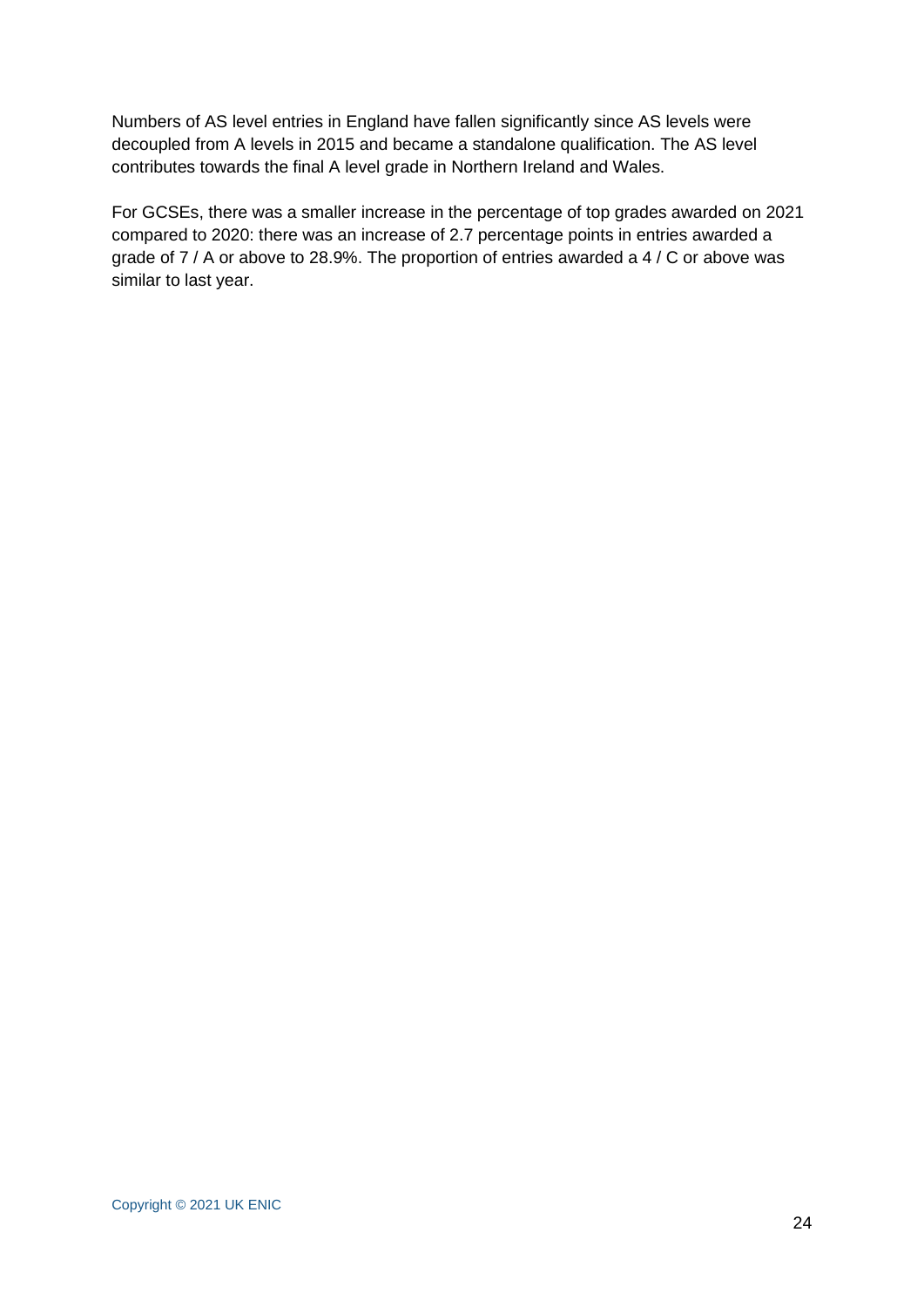Numbers of AS level entries in England have fallen significantly since AS levels were decoupled from A levels in 2015 and became a standalone qualification. The AS level contributes towards the final A level grade in Northern Ireland and Wales.

For GCSEs, there was a smaller increase in the percentage of top grades awarded on 2021 compared to 2020: there was an increase of 2.7 percentage points in entries awarded a grade of 7 / A or above to 28.9%. The proportion of entries awarded a 4 / C or above was similar to last year.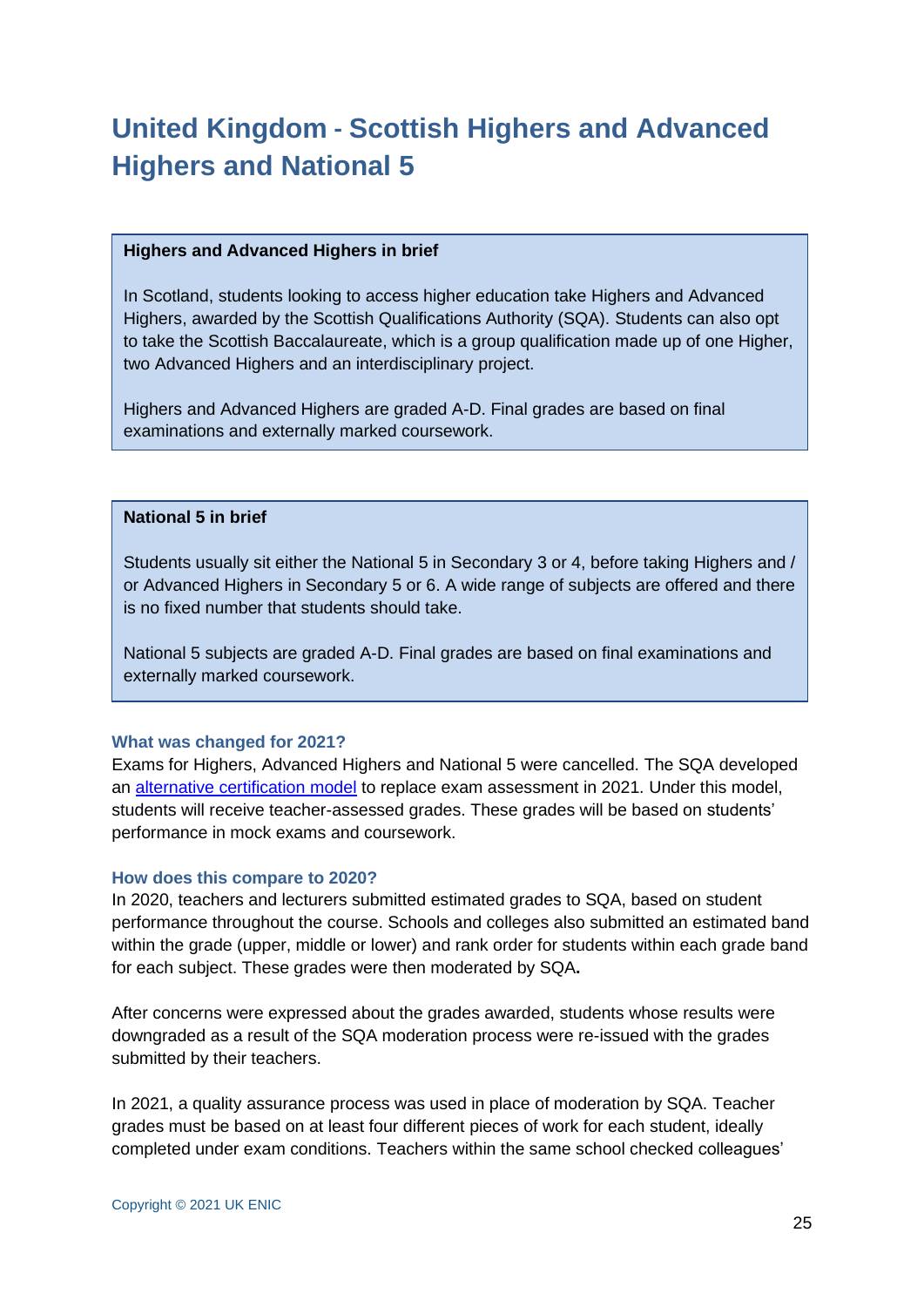# United Kingdom - Scottish Highers and Advanced Highers and National 5

**Highers and Advanced Highers in brief**

In Scotland, students looking to access higher education take Highers and Advanced Highers, awarded by the Scottish Qualifications Authority (SQA). Students can also opt to take the Scottish Baccalaureate, which is a group qualification made up of one Higher, two Advanced Highers and an interdisciplinary project.

Highers and Advanced Highers are graded A-D. Final grades are based on final examinations and externally marked coursework.

**National 5 in brief**

Students usually sit either the National 5 in Secondary 3 or 4, before taking Highers and / or Advanced Highers in Secondary 5 or 6. A wide range of subjects are offered and there is no fixed number that students should take.

National 5 subjects are graded A-D. Final grades are based on final examinations and externally marked coursework.

### What was changed for 2021?

Exams for Highers, Advanced Highers and National 5 were cancelled. The SQA developed an alternative certification model to replace exam assessment in 2021. Under this model, students will receive teacher-assessed grades. These grades will be based on students' performance in mock exams and coursework.

### How does this compare to 2020?

In 2020, teachers and lecturers submitted estimated grades to SQA, based on student performance throughout the course. Schools and colleges also submitted an estimated band within the grade (upper, middle or lower) and rank order for students within each grade band for each subject. These grades were then moderated by SQA**.**

After concerns were expressed about the grades awarded, students whose results were downgraded as a result of the SQA moderation process were re-issued with the grades submitted by their teachers.

In 2021, a quality assurance process was used in place of moderation by SQA. Teacher grades must be based on at least four different pieces of work for each student, ideally completed under exam conditions. Teachers within the same school checked colleagues'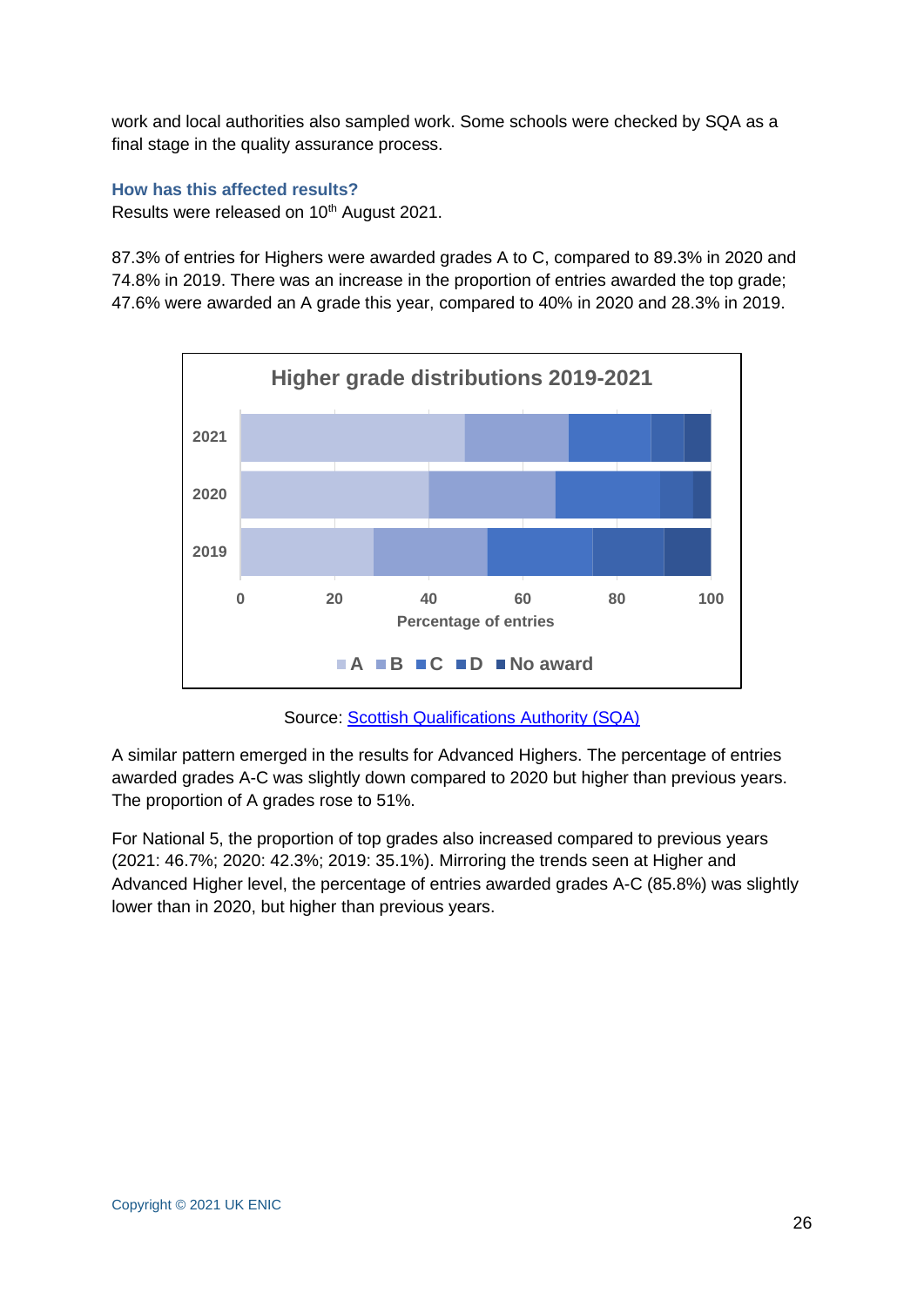work and local authorities also sampled work. Some schools were checked by SQA as a final stage in the quality assurance process.

### How has this affected results?

Results were released on 10th August 2021.

87.3% of entries for Highers were awarded grades A to C, compared to 89.3% in 2020 and 74.8% in 2019. There was an increase in the proportion of entries awarded the top grade; 47.6% were awarded an A grade this year, compared to 40% in 2020 and 28.3% in 2019.

**Higher grade distributions 2019-2021**

Source: Scottish Qualifications Authority (SQA)

A similar pattern emerged in the results for Advanced Highers. The percentage of entries awarded grades A-C was slightly down compared to 2020 but higher than previous years. The proportion of A grades rose to 51%.

For National 5, the proportion of top grades also increased compared to previous years (2021: 46.7%; 2020: 42.3%; 2019: 35.1%). Mirroring the trends seen at Higher and Advanced Higher level, the percentage of entries awarded grades A-C (85.8%) was slightly lower than in 2020, but higher than previous years.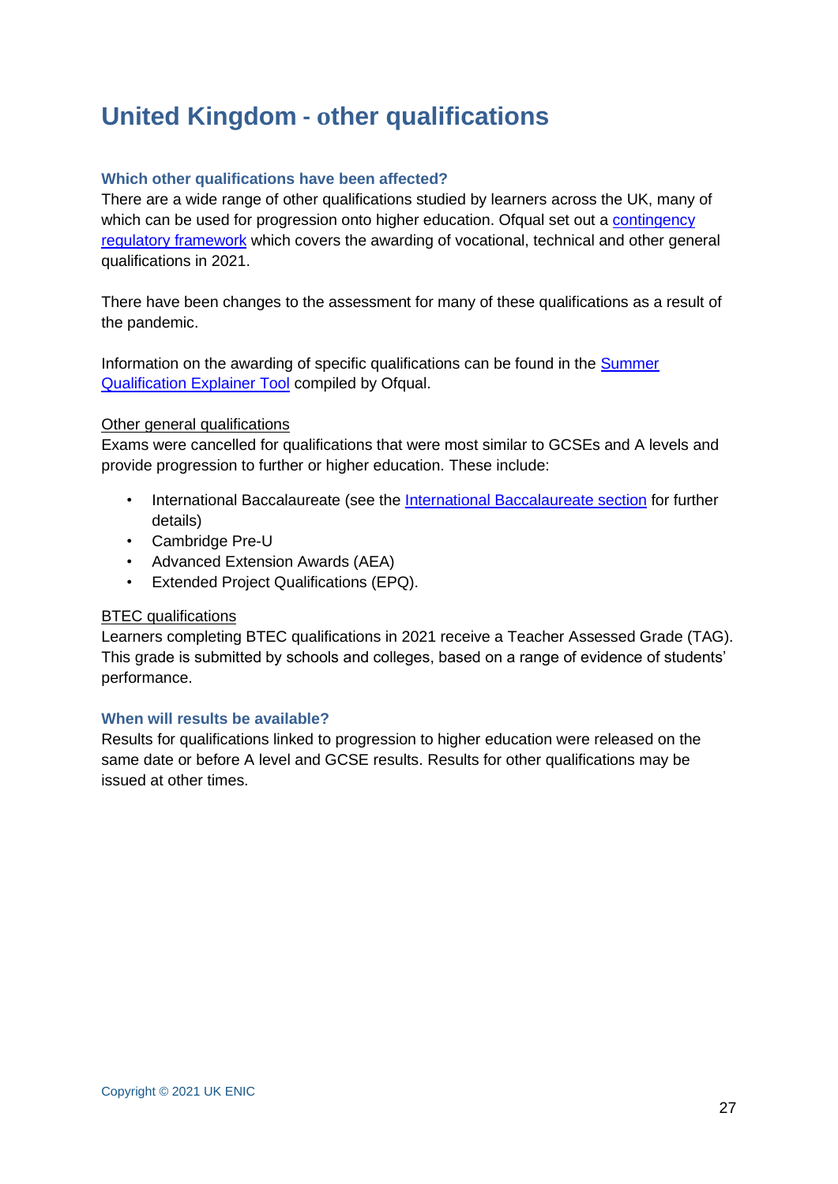# United Kingdom - other qualifications

### Which other qualifications have been affected?

There are a wide range of other qualifications studied by learners across the UK, many of which can be used for progression onto higher education. Ofqual set out a contingency regulatory framework which covers the awarding of vocational, technical and other general qualifications in 2021.

There have been changes to the assessment for many of these qualifications as a result of the pandemic.

Information on the awarding of specific qualifications can be found in the Summer Qualification Explainer Tool compiled by Ofqual.

Other general qualifications

Exams were cancelled for qualifications that were most similar to GCSEs and A levels and provide progression to further or higher education. These include:

- International Baccalaureate (see the International Baccalaureate section for further details)
- Cambridge Pre-U
- Advanced Extension Awards (AEA)
- Extended Project Qualifications (EPQ).

BTEC qualifications

Learners completing BTEC qualifications in 2021 receive a Teacher Assessed Grade (TAG). This grade is submitted by schools and colleges, based on a range of evidence of students' performance.

### When will results be available?

Results for qualifications linked to progression to higher education were released on the same date or before A level and GCSE results. Results for other qualifications may be issued at other times.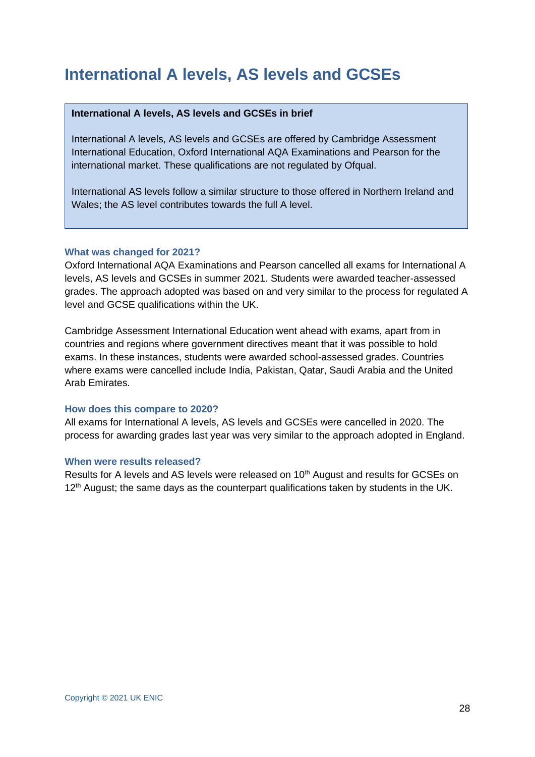# International A levels, AS levels and GCSEs

> **International A levels, AS levels and GCSEs in brief**
>
> International A levels, AS levels and GCSEs are offered by Cambridge Assessment International Education, Oxford International AQA Examinations and Pearson for the international market. These qualifications are not regulated by Ofqual.
>
> International AS levels follow a similar structure to those offered in Northern Ireland and Wales; the AS level contributes towards the full A level.

### What was changed for 2021?

Oxford International AQA Examinations and Pearson cancelled all exams for International A levels, AS levels and GCSEs in summer 2021. Students were awarded teacher-assessed grades. The approach adopted was based on and very similar to the process for regulated A level and GCSE qualifications within the UK.

Cambridge Assessment International Education went ahead with exams, apart from in countries and regions where government directives meant that it was possible to hold exams. In these instances, students were awarded school-assessed grades. Countries where exams were cancelled include India, Pakistan, Qatar, Saudi Arabia and the United Arab Emirates.

### How does this compare to 2020?

All exams for International A levels, AS levels and GCSEs were cancelled in 2020. The process for awarding grades last year was very similar to the approach adopted in England.

### When were results released?

Results for A levels and AS levels were released on 10th August and results for GCSEs on 12th August; the same days as the counterpart qualifications taken by students in the UK.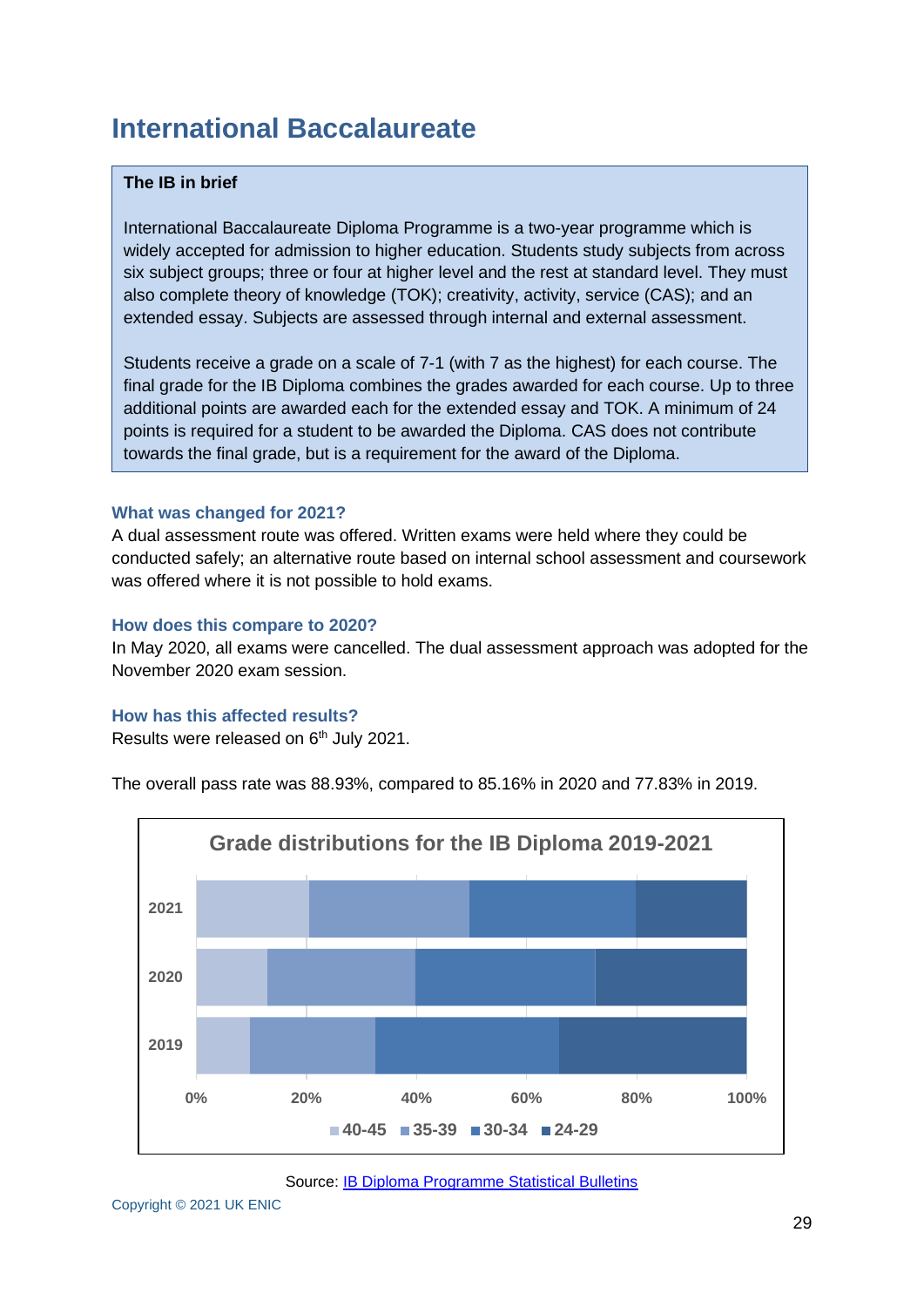# International Baccalaureate

**The IB in brief**

International Baccalaureate Diploma Programme is a two-year programme which is widely accepted for admission to higher education. Students study subjects from across six subject groups; three or four at higher level and the rest at standard level. They must also complete theory of knowledge (TOK); creativity, activity, service (CAS); and an extended essay. Subjects are assessed through internal and external assessment.

Students receive a grade on a scale of 7-1 (with 7 as the highest) for each course. The final grade for the IB Diploma combines the grades awarded for each course. Up to three additional points are awarded each for the extended essay and TOK. A minimum of 24 points is required for a student to be awarded the Diploma. CAS does not contribute towards the final grade, but is a requirement for the award of the Diploma.

### What was changed for 2021?

A dual assessment route was offered. Written exams were held where they could be conducted safely; an alternative route based on internal school assessment and coursework was offered where it is not possible to hold exams.

### How does this compare to 2020?

In May 2020, all exams were cancelled. The dual assessment approach was adopted for the November 2020 exam session.

### How has this affected results?

Results were released on 6th July 2021.

The overall pass rate was 88.93%, compared to 85.16% in 2020 and 77.83% in 2019.

**Grade distributions for the IB Diploma 2019-2021**

Legend: 40-45, 35-39, 30-34, 24-29 (horizontal axis 0%–100%; rows 2021, 2020, 2019)

Source: IB Diploma Programme Statistical Bulletins

Copyright © 2021 UK ENIC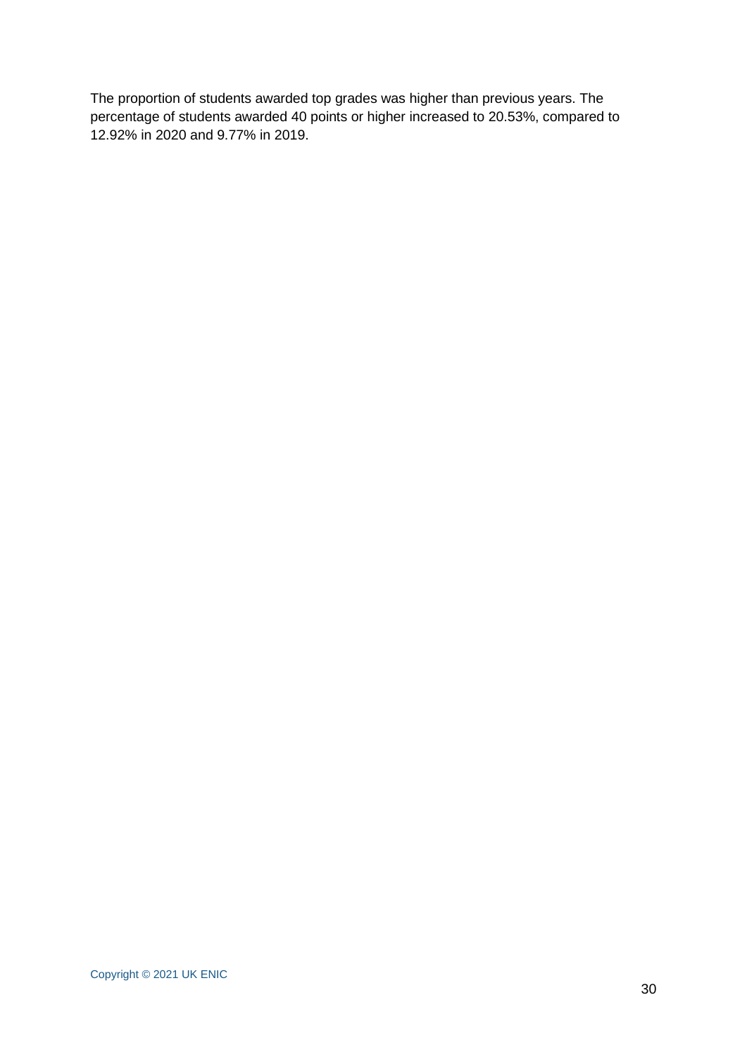The proportion of students awarded top grades was higher than previous years. The percentage of students awarded 40 points or higher increased to 20.53%, compared to 12.92% in 2020 and 9.77% in 2019.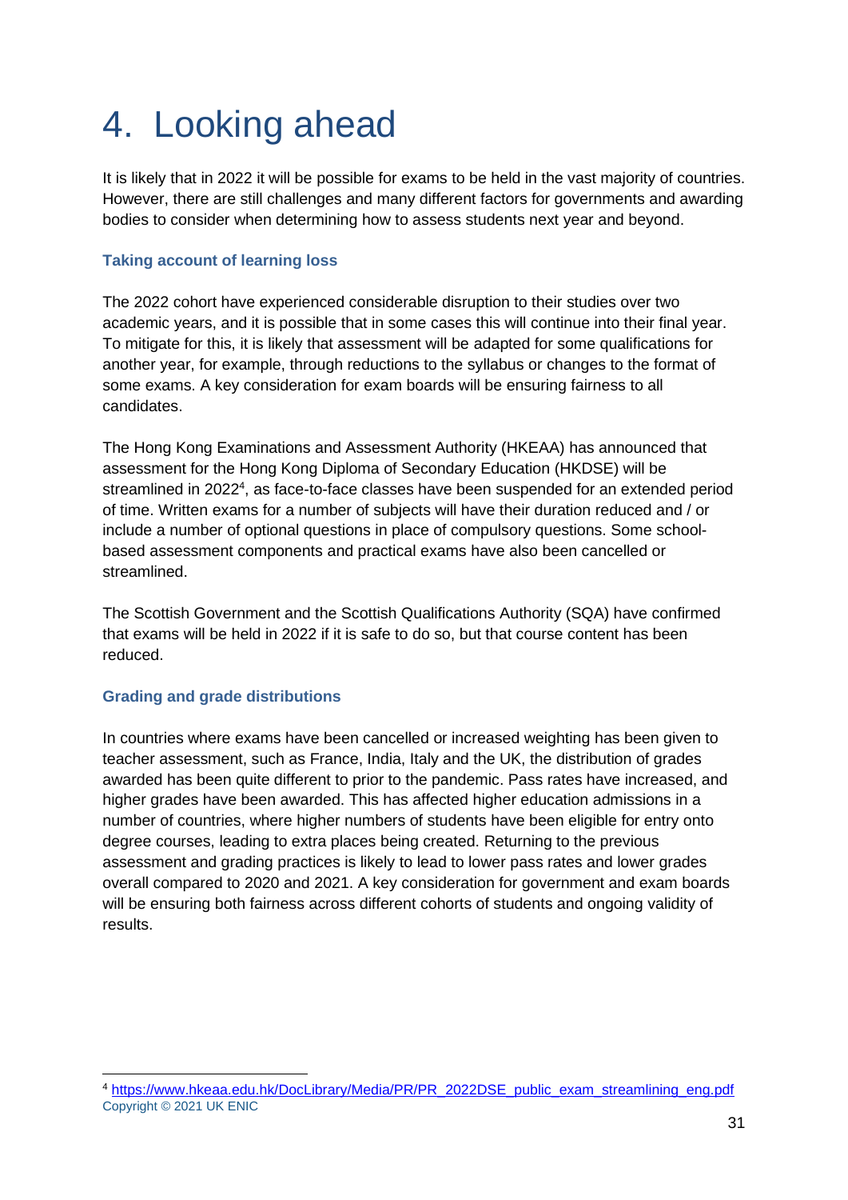# 4. Looking ahead

It is likely that in 2022 it will be possible for exams to be held in the vast majority of countries. However, there are still challenges and many different factors for governments and awarding bodies to consider when determining how to assess students next year and beyond.

### Taking account of learning loss

The 2022 cohort have experienced considerable disruption to their studies over two academic years, and it is possible that in some cases this will continue into their final year. To mitigate for this, it is likely that assessment will be adapted for some qualifications for another year, for example, through reductions to the syllabus or changes to the format of some exams. A key consideration for exam boards will be ensuring fairness to all candidates.

The Hong Kong Examinations and Assessment Authority (HKEAA) has announced that assessment for the Hong Kong Diploma of Secondary Education (HKDSE) will be streamlined in 2022[4], as face-to-face classes have been suspended for an extended period of time. Written exams for a number of subjects will have their duration reduced and / or include a number of optional questions in place of compulsory questions. Some school-based assessment components and practical exams have also been cancelled or streamlined.

The Scottish Government and the Scottish Qualifications Authority (SQA) have confirmed that exams will be held in 2022 if it is safe to do so, but that course content has been reduced.

### Grading and grade distributions

In countries where exams have been cancelled or increased weighting has been given to teacher assessment, such as France, India, Italy and the UK, the distribution of grades awarded has been quite different to prior to the pandemic. Pass rates have increased, and higher grades have been awarded. This has affected higher education admissions in a number of countries, where higher numbers of students have been eligible for entry onto degree courses, leading to extra places being created. Returning to the previous assessment and grading practices is likely to lead to lower pass rates and lower grades overall compared to 2020 and 2021. A key consideration for government and exam boards will be ensuring both fairness across different cohorts of students and ongoing validity of results.

---

[4] https://www.hkeaa.edu.hk/DocLibrary/Media/PR/PR_2022DSE_public_exam_streamlining_eng.pdf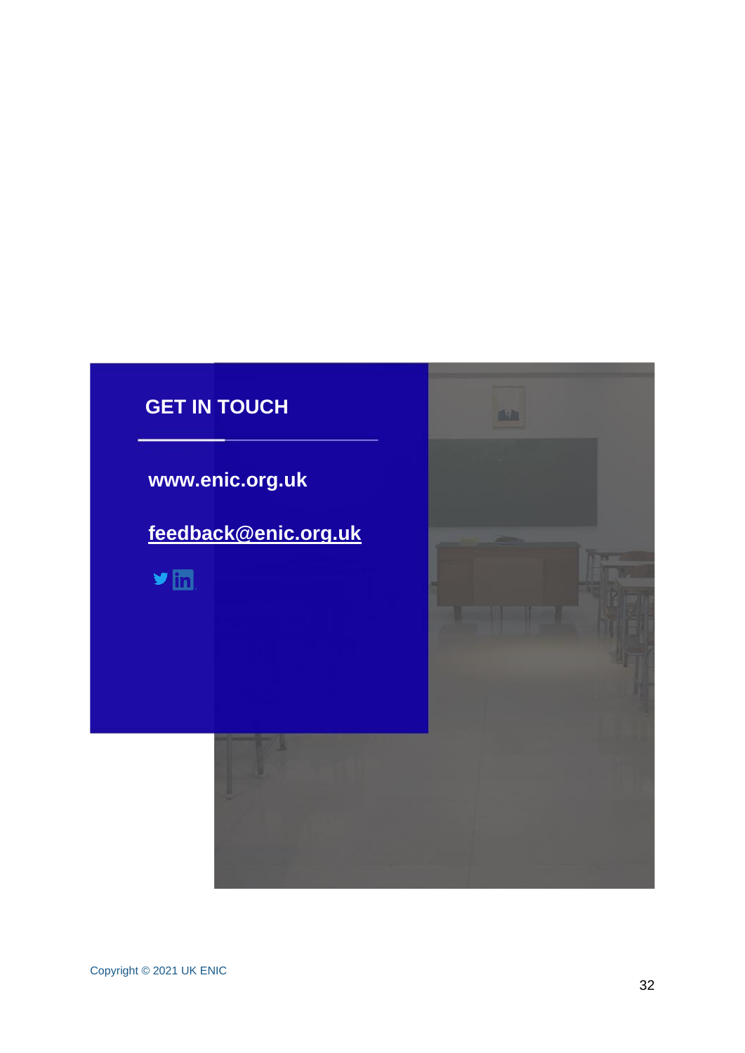## GET IN TOUCH

**www.enic.org.uk**

**feedback@enic.org.uk**

Copyright © 2021 UK ENIC